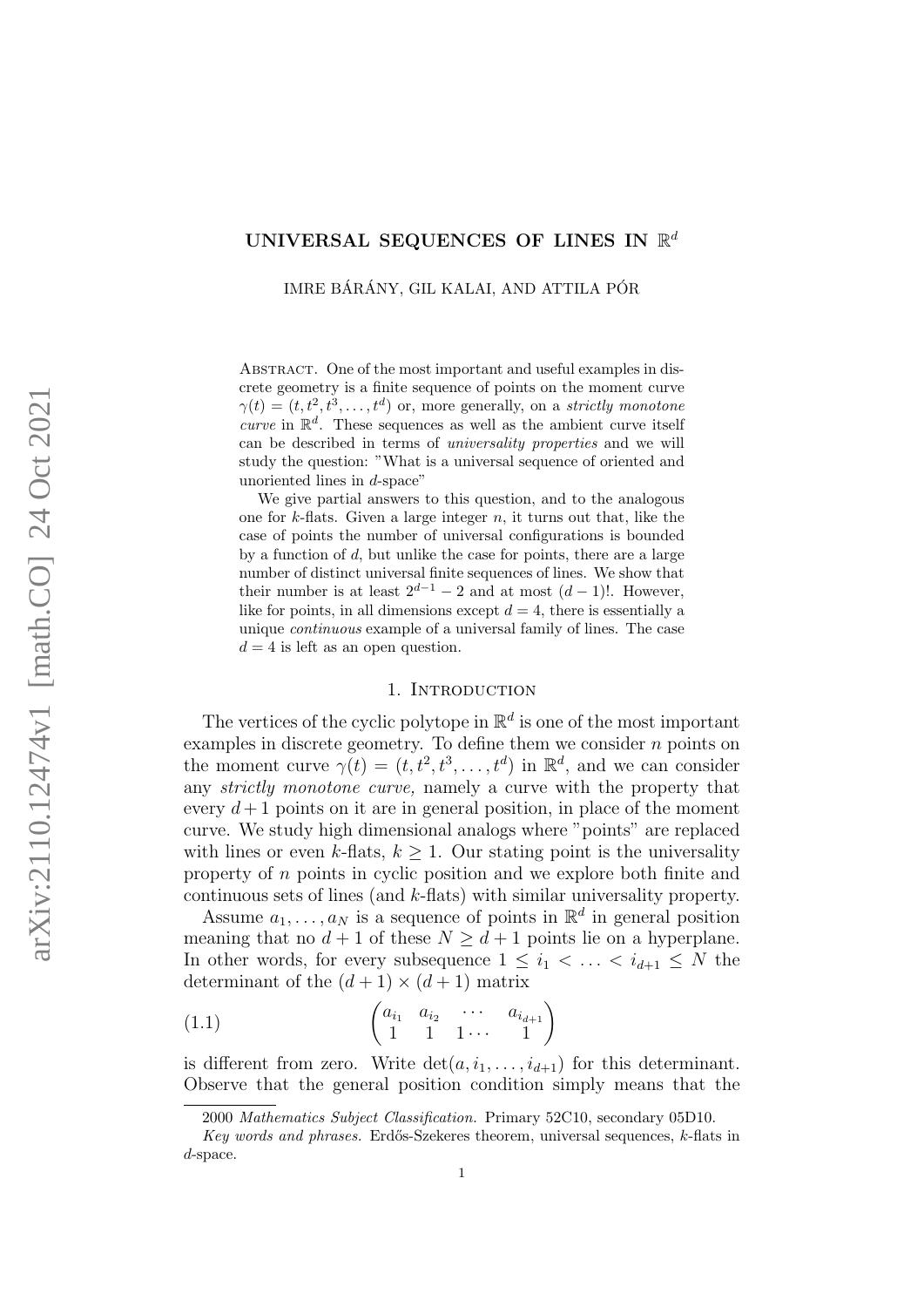# UNIVERSAL SEQUENCES OF LINES IN $\mathbb{R}^d$

IMRE BÁRÁNY, GIL KALAI, AND ATTILA PÓR

Abstract. One of the most important and useful examples in discrete geometry is a finite sequence of points on the moment curve $\gamma(t) = (t, t^2, t^3, \dots, t^d)$ or, more generally, on a *strictly monotone curve* in $\mathbb{R}^d$. These sequences as well as the ambient curve itself can be described in terms of *universality properties* and we will study the question: "What is a universal sequence of oriented and unoriented lines in $d$-space"

We give partial answers to this question, and to the analogous one for $k$-flats. Given a large integer $n$, it turns out that, like the case of points the number of universal configurations is bounded by a function of $d$, but unlike the case for points, there are a large number of distinct universal finite sequences of lines. We show that their number is at least $2^{d-1} - 2$ and at most $(d-1)!$. However, like for points, in all dimensions except $d = 4$, there is essentially a unique *continuous* example of a universal family of lines. The case $d = 4$ is left as an open question.

## 1. Introduction

The vertices of the cyclic polytope in $\mathbb{R}^d$ is one of the most important examples in discrete geometry. To define them we consider $n$ points on the moment curve $\gamma(t) = (t, t^2, t^3, \dots, t^d)$ in $\mathbb{R}^d$, and we can consider any *strictly monotone curve,* namely a curve with the property that every $d+1$ points on it are in general position, in place of the moment curve. We study high dimensional analogs where "points" are replaced with lines or even $k$-flats, $k \geq 1$. Our stating point is the universality property of $n$ points in cyclic position and we explore both finite and continuous sets of lines (and $k$-flats) with similar universality property.

Assume $a_1, \dots, a_N$ is a sequence of points in $\mathbb{R}^d$ in general position meaning that no $d+1$ of these $N \geq d+1$ points lie on a hyperplane. In other words, for every subsequence $1 \leq i_1 < \dots < i_{d+1} \leq N$ the determinant of the $(d+1) \times (d+1)$ matrix

$$\begin{pmatrix} a_{i_1} & a_{i_2} & \cdots & a_{i_{d+1}} \\ 1 & 1 & 1 \cdots & 1 \end{pmatrix} \tag{1.1}$$

is different from zero. Write $\det(a, i_1, \dots, i_{d+1})$ for this determinant. Observe that the general position condition simply means that the

---

2000 *Mathematics Subject Classification.* Primary 52C10, secondary 05D10.

*Key words and phrases.* Erdős-Szekeres theorem, universal sequences, $k$-flats in $d$-space.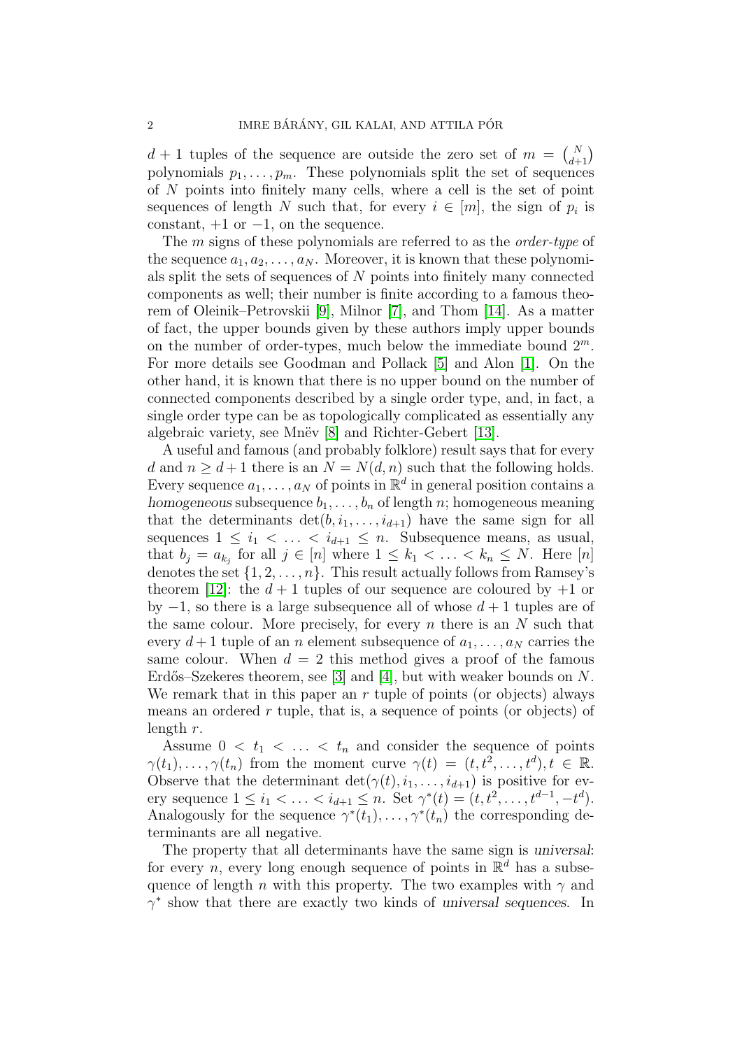$d+1$ tuples of the sequence are outside the zero set of $m = \binom{N}{d+1}$ polynomials $p_1, \dots, p_m$. These polynomials split the set of sequences of $N$ points into finitely many cells, where a cell is the set of point sequences of length $N$ such that, for every $i \in [m]$, the sign of $p_i$ is constant, $+1$ or $-1$, on the sequence.

The $m$ signs of these polynomials are referred to as the *order-type* of the sequence $a_1, a_2, \dots, a_N$. Moreover, it is known that these polynomials split the sets of sequences of $N$ points into finitely many connected components as well; their number is finite according to a famous theorem of Oleinik–Petrovskii [9], Milnor [7], and Thom [14]. As a matter of fact, the upper bounds given by these authors imply upper bounds on the number of order-types, much below the immediate bound $2^m$. For more details see Goodman and Pollack [5] and Alon [1]. On the other hand, it is known that there is no upper bound on the number of connected components described by a single order type, and, in fact, a single order type can be as topologically complicated as essentially any algebraic variety, see Mnëv [8] and Richter-Gebert [13].

A useful and famous (and probably folklore) result says that for every $d$ and $n \geq d+1$ there is an $N = N(d, n)$ such that the following holds. Every sequence $a_1, \dots, a_N$ of points in $\mathbb{R}^d$ in general position contains a *homogeneous* subsequence $b_1, \dots, b_n$ of length $n$; homogeneous meaning that the determinants $\det(b, i_1, \dots, i_{d+1})$ have the same sign for all sequences $1 \leq i_1 < \dots < i_{d+1} \leq n$. Subsequence means, as usual, that $b_j = a_{k_j}$ for all $j \in [n]$ where $1 \leq k_1 < \dots < k_n \leq N$. Here $[n]$ denotes the set $\{1, 2, \dots, n\}$. This result actually follows from Ramsey's theorem [12]: the $d+1$ tuples of our sequence are coloured by $+1$ or by $-1$, so there is a large subsequence all of whose $d+1$ tuples are of the same colour. More precisely, for every $n$ there is an $N$ such that every $d+1$ tuple of an $n$ element subsequence of $a_1, \dots, a_N$ carries the same colour. When $d = 2$ this method gives a proof of the famous Erdős–Szekeres theorem, see [3] and [4], but with weaker bounds on $N$. We remark that in this paper an $r$ tuple of points (or objects) always means an ordered $r$ tuple, that is, a sequence of points (or objects) of length $r$.

Assume $0 < t_1 < \dots < t_n$ and consider the sequence of points $\gamma(t_1), \dots, \gamma(t_n)$ from the moment curve $\gamma(t) = (t, t^2, \dots, t^d), t \in \mathbb{R}$. Observe that the determinant $\det(\gamma(t), i_1, \dots, i_{d+1})$ is positive for every sequence $1 \leq i_1 < \dots < i_{d+1} \leq n$. Set $\gamma^*(t) = (t, t^2, \dots, t^{d-1}, -t^d)$. Analogously for the sequence $\gamma^*(t_1), \dots, \gamma^*(t_n)$ the corresponding determinants are all negative.

The property that all determinants have the same sign is *universal*: for every $n$, every long enough sequence of points in $\mathbb{R}^d$ has a subsequence of length $n$ with this property. The two examples with $\gamma$ and $\gamma^*$ show that there are exactly two kinds of *universal sequences*. In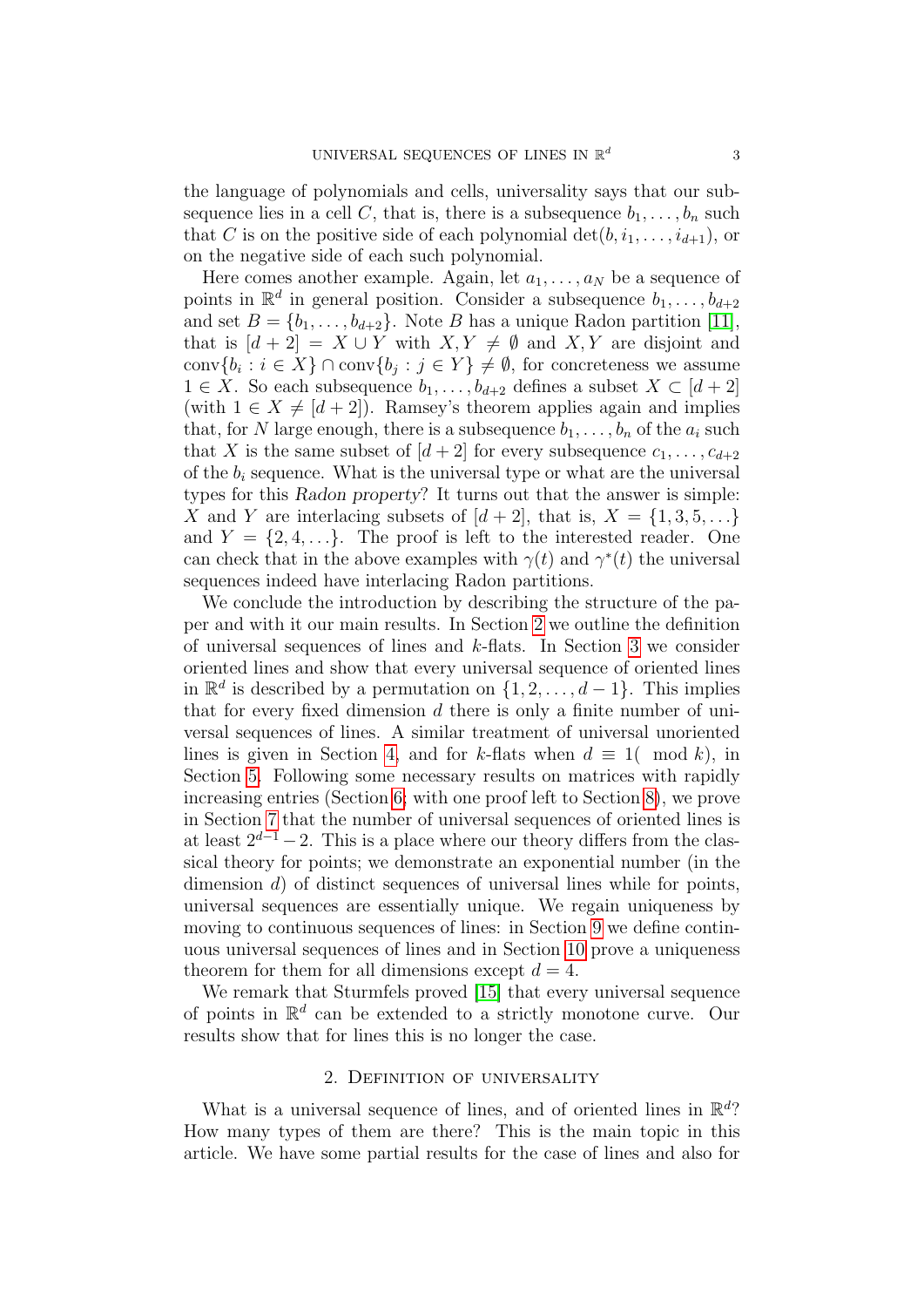the language of polynomials and cells, universality says that our subsequence lies in a cell $C$, that is, there is a subsequence $b_1, \dots, b_n$ such that $C$ is on the positive side of each polynomial $\det(b, i_1, \dots, i_{d+1})$, or on the negative side of each such polynomial.

Here comes another example. Again, let $a_1, \dots, a_N$ be a sequence of points in $\mathbb{R}^d$ in general position. Consider a subsequence $b_1, \dots, b_{d+2}$ and set $B = \{b_1, \dots, b_{d+2}\}$. Note $B$ has a unique Radon partition [11], that is $[d+2] = X \cup Y$ with $X, Y \neq \emptyset$ and $X, Y$ are disjoint and $\mathrm{conv}\{b_i : i \in X\} \cap \mathrm{conv}\{b_j : j \in Y\} \neq \emptyset$, for concreteness we assume $1 \in X$. So each subsequence $b_1, \dots, b_{d+2}$ defines a subset $X \subset [d+2]$ (with $1 \in X \neq [d+2]$). Ramsey's theorem applies again and implies that, for $N$ large enough, there is a subsequence $b_1, \dots, b_n$ of the $a_i$ such that $X$ is the same subset of $[d+2]$ for every subsequence $c_1, \dots, c_{d+2}$ of the $b_i$ sequence. What is the universal type or what are the universal types for this *Radon property*? It turns out that the answer is simple: $X$ and $Y$ are interlacing subsets of $[d+2]$, that is, $X = \{1, 3, 5, \dots\}$ and $Y = \{2, 4, \dots\}$. The proof is left to the interested reader. One can check that in the above examples with $\gamma(t)$ and $\gamma^*(t)$ the universal sequences indeed have interlacing Radon partitions.

We conclude the introduction by describing the structure of the paper and with it our main results. In Section 2 we outline the definition of universal sequences of lines and $k$-flats. In Section 3 we consider oriented lines and show that every universal sequence of oriented lines in $\mathbb{R}^d$ is described by a permutation on $\{1, 2, \dots, d-1\}$. This implies that for every fixed dimension $d$ there is only a finite number of universal sequences of lines. A similar treatment of universal unoriented lines is given in Section 4, and for $k$-flats when $d \equiv 1 (\mod k)$, in Section 5. Following some necessary results on matrices with rapidly increasing entries (Section 6; with one proof left to Section 8), we prove in Section 7 that the number of universal sequences of oriented lines is at least $2^{d-1} - 2$. This is a place where our theory differs from the classical theory for points; we demonstrate an exponential number (in the dimension $d$) of distinct sequences of universal lines while for points, universal sequences are essentially unique. We regain uniqueness by moving to continuous sequences of lines: in Section 9 we define continuous universal sequences of lines and in Section 10 prove a uniqueness theorem for them for all dimensions except $d = 4$.

We remark that Sturmfels proved [15] that every universal sequence of points in $\mathbb{R}^d$ can be extended to a strictly monotone curve. Our results show that for lines this is no longer the case.

## 2. Definition of universality

What is a universal sequence of lines, and of oriented lines in $\mathbb{R}^d$? How many types of them are there? This is the main topic in this article. We have some partial results for the case of lines and also for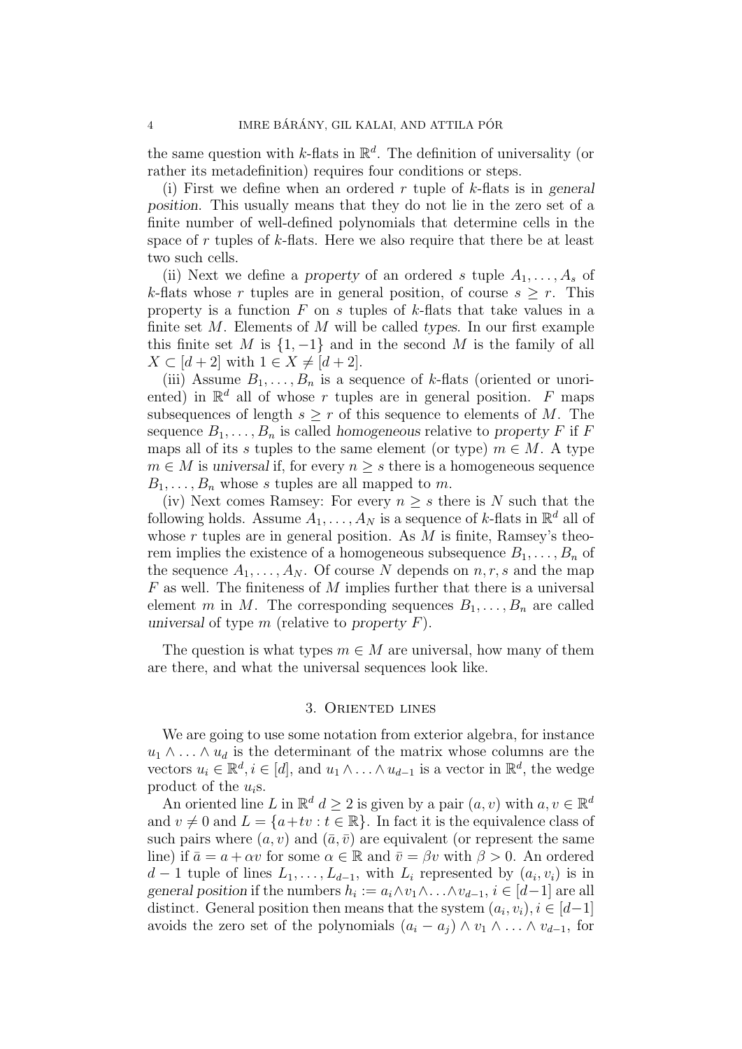the same question with $k$-flats in $\mathbb{R}^d$. The definition of universality (or rather its metadefinition) requires four conditions or steps.

(i) First we define when an ordered $r$ tuple of $k$-flats is in *general position*. This usually means that they do not lie in the zero set of a finite number of well-defined polynomials that determine cells in the space of $r$ tuples of $k$-flats. Here we also require that there be at least two such cells.

(ii) Next we define a *property* of an ordered $s$ tuple $A_1, \ldots, A_s$ of $k$-flats whose $r$ tuples are in general position, of course $s \geq r$. This property is a function $F$ on $s$ tuples of $k$-flats that take values in a finite set $M$. Elements of $M$ will be called *types*. In our first example this finite set $M$ is $\{1, -1\}$ and in the second $M$ is the family of all $X \subset [d+2]$ with $1 \in X \neq [d+2]$.

(iii) Assume $B_1, \ldots, B_n$ is a sequence of $k$-flats (oriented or unoriented) in $\mathbb{R}^d$ all of whose $r$ tuples are in general position. $F$ maps subsequences of length $s \geq r$ of this sequence to elements of $M$. The sequence $B_1, \ldots, B_n$ is called *homogeneous* relative to *property* $F$ if $F$ maps all of its $s$ tuples to the same element (or type) $m \in M$. A type $m \in M$ is *universal* if, for every $n \geq s$ there is a homogeneous sequence $B_1, \ldots, B_n$ whose $s$ tuples are all mapped to $m$.

(iv) Next comes Ramsey: For every $n \geq s$ there is $N$ such that the following holds. Assume $A_1, \ldots, A_N$ is a sequence of $k$-flats in $\mathbb{R}^d$ all of whose $r$ tuples are in general position. As $M$ is finite, Ramsey's theorem implies the existence of a homogeneous subsequence $B_1, \ldots, B_n$ of the sequence $A_1, \ldots, A_N$. Of course $N$ depends on $n, r, s$ and the map $F$ as well. The finiteness of $M$ implies further that there is a universal element $m$ in $M$. The corresponding sequences $B_1, \ldots, B_n$ are called *universal* of type $m$ (relative to *property* $F$).

The question is what types $m \in M$ are universal, how many of them are there, and what the universal sequences look like.

## 3. Oriented lines

We are going to use some notation from exterior algebra, for instance $u_1 \wedge \ldots \wedge u_d$ is the determinant of the matrix whose columns are the vectors $u_i \in \mathbb{R}^d, i \in [d]$, and $u_1 \wedge \ldots \wedge u_{d-1}$ is a vector in $\mathbb{R}^d$, the wedge product of the $u_i$s.

An oriented line $L$ in $\mathbb{R}^d$ $d \geq 2$ is given by a pair $(a, v)$ with $a, v \in \mathbb{R}^d$ and $v \neq 0$ and $L = \{a + tv : t \in \mathbb{R}\}$. In fact it is the equivalence class of such pairs where $(a, v)$ and $(\bar{a}, \bar{v})$ are equivalent (or represent the same line) if $\bar{a} = a + \alpha v$ for some $\alpha \in \mathbb{R}$ and $\bar{v} = \beta v$ with $\beta > 0$. An ordered $d-1$ tuple of lines $L_1, \ldots, L_{d-1}$, with $L_i$ represented by $(a_i, v_i)$ is in *general position* if the numbers $h_i := a_i \wedge v_1 \wedge \ldots \wedge v_{d-1}$, $i \in [d-1]$ are all distinct. General position then means that the system $(a_i, v_i), i \in [d-1]$ avoids the zero set of the polynomials $(a_i - a_j) \wedge v_1 \wedge \ldots \wedge v_{d-1}$, for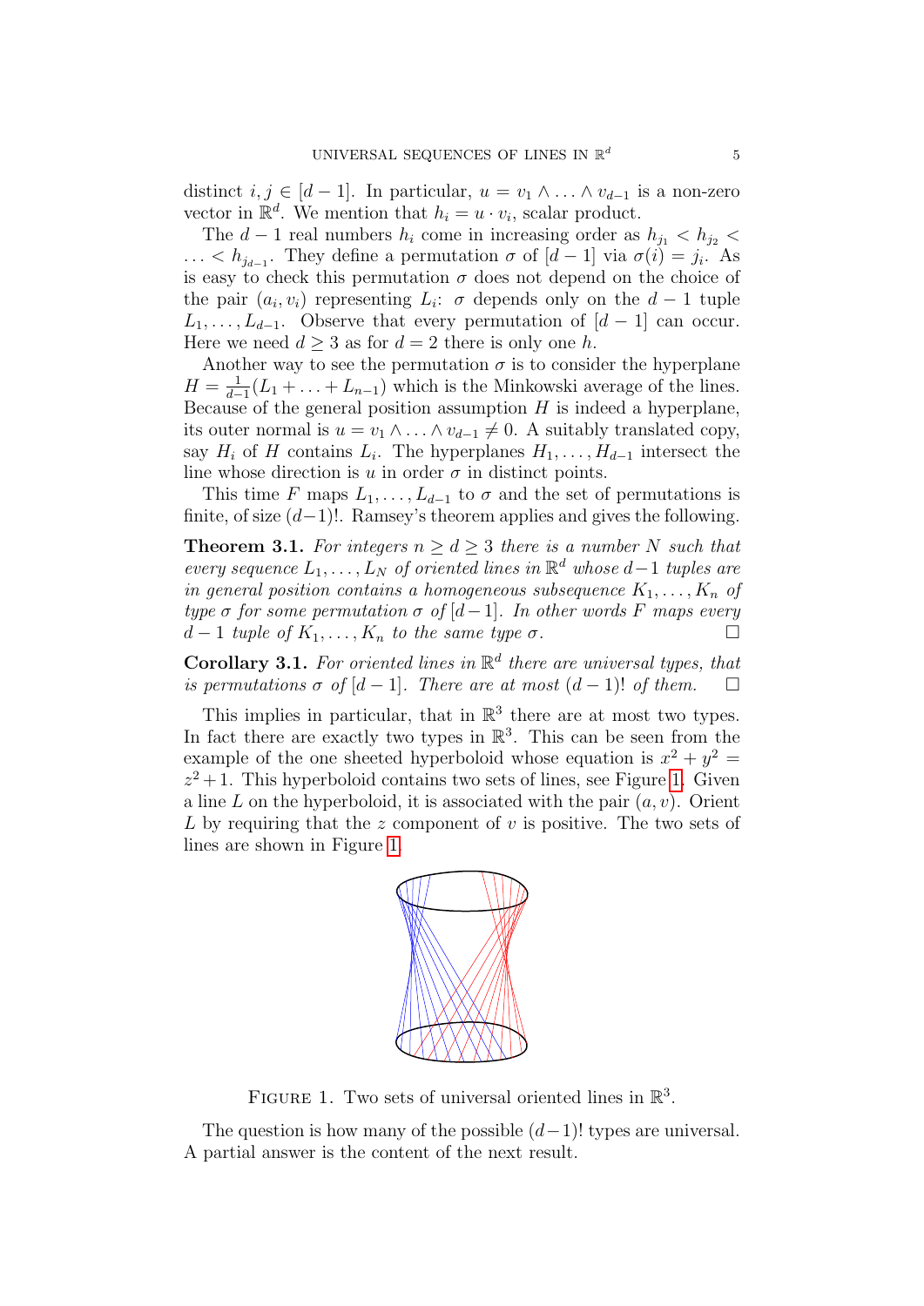distinct $i, j \in [d-1]$. In particular, $u = v_1 \wedge \ldots \wedge v_{d-1}$ is a non-zero vector in $\mathbb{R}^d$. We mention that $h_i = u \cdot v_i$, scalar product.

The $d-1$ real numbers $h_i$ come in increasing order as $h_{j_1} < h_{j_2} < \ldots < h_{j_{d-1}}$. They define a permutation $\sigma$ of $[d-1]$ via $\sigma(i) = j_i$. As is easy to check this permutation $\sigma$ does not depend on the choice of the pair $(a_i, v_i)$ representing $L_i$: $\sigma$ depends only on the $d-1$ tuple $L_1, \ldots, L_{d-1}$. Observe that every permutation of $[d-1]$ can occur. Here we need $d \geq 3$ as for $d = 2$ there is only one $h$.

Another way to see the permutation $\sigma$ is to consider the hyperplane $H = \frac{1}{d-1}(L_1 + \ldots + L_{n-1})$ which is the Minkowski average of the lines. Because of the general position assumption $H$ is indeed a hyperplane, its outer normal is $u = v_1 \wedge \ldots \wedge v_{d-1} \neq 0$. A suitably translated copy, say $H_i$ of $H$ contains $L_i$. The hyperplanes $H_1, \ldots, H_{d-1}$ intersect the line whose direction is $u$ in order $\sigma$ in distinct points.

This time $F$ maps $L_1, \ldots, L_{d-1}$ to $\sigma$ and the set of permutations is finite, of size $(d-1)!$. Ramsey's theorem applies and gives the following.

**Theorem 3.1.** *For integers $n \geq d \geq 3$ there is a number $N$ such that every sequence $L_1, \ldots, L_N$ of oriented lines in $\mathbb{R}^d$ whose $d-1$ tuples are in general position contains a homogeneous subsequence $K_1, \ldots, K_n$ of type $\sigma$ for some permutation $\sigma$ of $[d-1]$. In other words $F$ maps every $d-1$ tuple of $K_1, \ldots, K_n$ to the same type $\sigma$.* □

**Corollary 3.1.** *For oriented lines in $\mathbb{R}^d$ there are universal types, that is permutations $\sigma$ of $[d-1]$. There are at most $(d-1)!$ of them.* □

This implies in particular, that in $\mathbb{R}^3$ there are at most two types. In fact there are exactly two types in $\mathbb{R}^3$. This can be seen from the example of the one sheeted hyperboloid whose equation is $x^2 + y^2 = z^2 + 1$. This hyperboloid contains two sets of lines, see Figure 1. Given a line $L$ on the hyperboloid, it is associated with the pair $(a, v)$. Orient $L$ by requiring that the $z$ component of $v$ is positive. The two sets of lines are shown in Figure 1.

FIGURE 1. Two sets of universal oriented lines in $\mathbb{R}^3$.

The question is how many of the possible $(d-1)!$ types are universal. A partial answer is the content of the next result.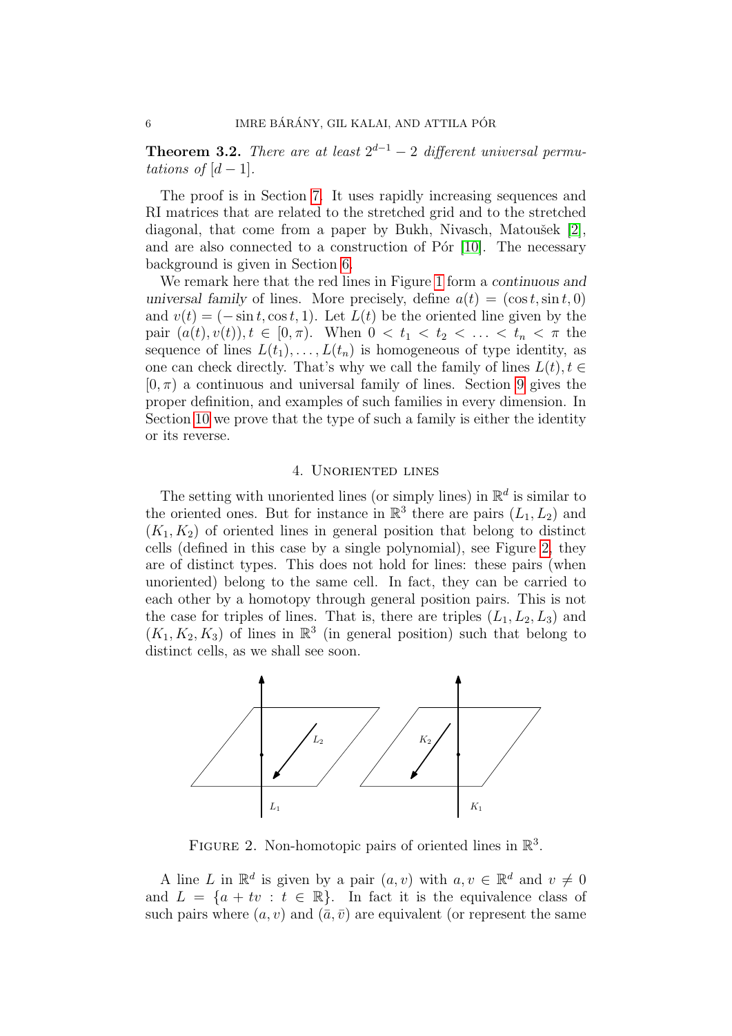**Theorem 3.2.** *There are at least $2^{d-1}-2$ different universal permutations of $[d-1]$.*

The proof is in Section 7. It uses rapidly increasing sequences and RI matrices that are related to the stretched grid and to the stretched diagonal, that come from a paper by Bukh, Nivasch, Matoušek [2], and are also connected to a construction of Pór [10]. The necessary background is given in Section 6.

We remark here that the red lines in Figure 1 form a *continuous and universal family* of lines. More precisely, define $a(t) = (\cos t, \sin t, 0)$ and $v(t) = (-\sin t, \cos t, 1)$. Let $L(t)$ be the oriented line given by the pair $(a(t), v(t)), t \in [0, \pi)$. When $0 < t_1 < t_2 < \ldots < t_n < \pi$ the sequence of lines $L(t_1), \ldots, L(t_n)$ is homogeneous of type identity, as one can check directly. That's why we call the family of lines $L(t), t \in [0, \pi)$ a continuous and universal family of lines. Section 9 gives the proper definition, and examples of such families in every dimension. In Section 10 we prove that the type of such a family is either the identity or its reverse.

## 4. Unoriented lines

The setting with unoriented lines (or simply lines) in $\mathbb{R}^d$ is similar to the oriented ones. But for instance in $\mathbb{R}^3$ there are pairs $(L_1, L_2)$ and $(K_1, K_2)$ of oriented lines in general position that belong to distinct cells (defined in this case by a single polynomial), see Figure 2, they are of distinct types. This does not hold for lines: these pairs (when unoriented) belong to the same cell. In fact, they can be carried to each other by a homotopy through general position pairs. This is not the case for triples of lines. That is, there are triples $(L_1, L_2, L_3)$ and $(K_1, K_2, K_3)$ of lines in $\mathbb{R}^3$ (in general position) such that belong to distinct cells, as we shall see soon.

Figure 2. Non-homotopic pairs of oriented lines in $\mathbb{R}^3$.

A line $L$ in $\mathbb{R}^d$ is given by a pair $(a, v)$ with $a, v \in \mathbb{R}^d$ and $v \neq 0$ and $L = \{a + tv : t \in \mathbb{R}\}$. In fact it is the equivalence class of such pairs where $(a, v)$ and $(\bar{a}, \bar{v})$ are equivalent (or represent the same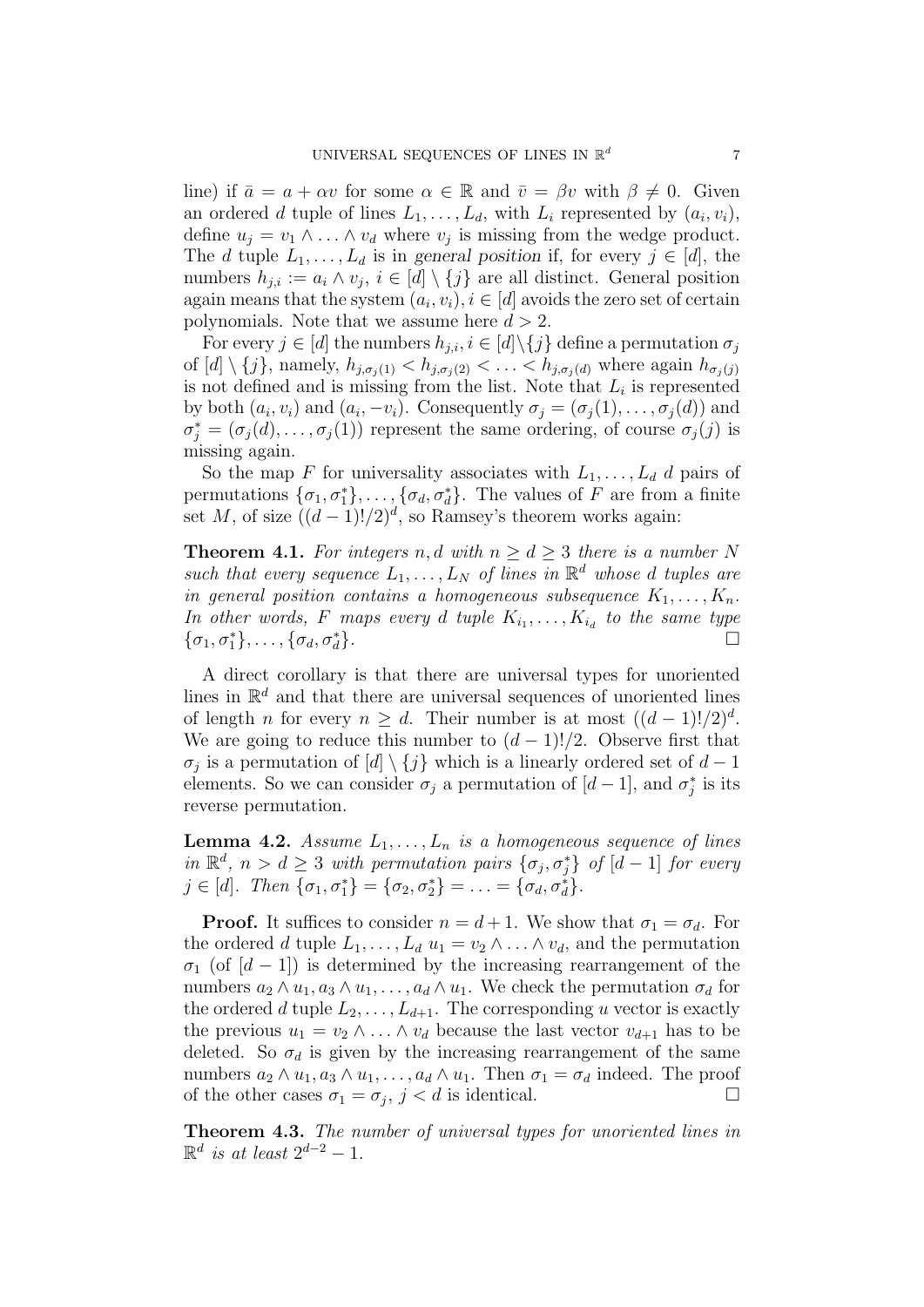line) if $\bar{a} = a + \alpha v$ for some $\alpha \in \mathbb{R}$ and $\bar{v} = \beta v$ with $\beta \neq 0$. Given an ordered $d$ tuple of lines $L_1, \ldots, L_d$, with $L_i$ represented by $(a_i, v_i)$, define $u_j = v_1 \wedge \ldots \wedge v_d$ where $v_j$ is missing from the wedge product. The $d$ tuple $L_1, \ldots, L_d$ is in *general position* if, for every $j \in [d]$, the numbers $h_{j,i} := a_i \wedge v_j$, $i \in [d] \setminus \{j\}$ are all distinct. General position again means that the system $(a_i, v_i), i \in [d]$ avoids the zero set of certain polynomials. Note that we assume here $d > 2$.

For every $j \in [d]$ the numbers $h_{j,i}, i \in [d] \setminus \{j\}$ define a permutation $\sigma_j$ of $[d] \setminus \{j\}$, namely, $h_{j,\sigma_j(1)} < h_{j,\sigma_j(2)} < \ldots < h_{j,\sigma_j(d)}$ where again $h_{\sigma_j(j)}$ is not defined and is missing from the list. Note that $L_i$ is represented by both $(a_i, v_i)$ and $(a_i, -v_i)$. Consequently $\sigma_j = (\sigma_j(1), \ldots, \sigma_j(d))$ and $\sigma_j^* = (\sigma_j(d), \ldots, \sigma_j(1))$ represent the same ordering, of course $\sigma_j(j)$ is missing again.

So the map $F$ for universality associates with $L_1, \ldots, L_d$ $d$ pairs of permutations $\{\sigma_1, \sigma_1^*\}, \ldots, \{\sigma_d, \sigma_d^*\}$. The values of $F$ are from a finite set $M$, of size $((d-1)!/2)^d$, so Ramsey's theorem works again:

**Theorem 4.1.** *For integers $n, d$ with $n \geq d \geq 3$ there is a number $N$ such that every sequence $L_1, \ldots, L_N$ of lines in $\mathbb{R}^d$ whose $d$ tuples are in general position contains a homogeneous subsequence $K_1, \ldots, K_n$. In other words, $F$ maps every $d$ tuple $K_{i_1}, \ldots, K_{i_d}$ to the same type $\{\sigma_1, \sigma_1^*\}, \ldots, \{\sigma_d, \sigma_d^*\}$.* □

A direct corollary is that there are universal types for unoriented lines in $\mathbb{R}^d$ and that there are universal sequences of unoriented lines of length $n$ for every $n \geq d$. Their number is at most $((d-1)!/2)^d$. We are going to reduce this number to $(d-1)!/2$. Observe first that $\sigma_j$ is a permutation of $[d] \setminus \{j\}$ which is a linearly ordered set of $d-1$ elements. So we can consider $\sigma_j$ a permutation of $[d-1]$, and $\sigma_j^*$ is its reverse permutation.

**Lemma 4.2.** *Assume $L_1, \ldots, L_n$ is a homogeneous sequence of lines in $\mathbb{R}^d$, $n > d \geq 3$ with permutation pairs $\{\sigma_j, \sigma_j^*\}$ of $[d-1]$ for every $j \in [d]$. Then $\{\sigma_1, \sigma_1^*\} = \{\sigma_2, \sigma_2^*\} = \ldots = \{\sigma_d, \sigma_d^*\}$.*

**Proof.** It suffices to consider $n = d+1$. We show that $\sigma_1 = \sigma_d$. For the ordered $d$ tuple $L_1, \ldots, L_d$ $u_1 = v_2 \wedge \ldots \wedge v_d$, and the permutation $\sigma_1$ (of $[d-1]$) is determined by the increasing rearrangement of the numbers $a_2 \wedge u_1, a_3 \wedge u_1, \ldots, a_d \wedge u_1$. We check the permutation $\sigma_d$ for the ordered $d$ tuple $L_2, \ldots, L_{d+1}$. The corresponding $u$ vector is exactly the previous $u_1 = v_2 \wedge \ldots \wedge v_d$ because the last vector $v_{d+1}$ has to be deleted. So $\sigma_d$ is given by the increasing rearrangement of the same numbers $a_2 \wedge u_1, a_3 \wedge u_1, \ldots, a_d \wedge u_1$. Then $\sigma_1 = \sigma_d$ indeed. The proof of the other cases $\sigma_1 = \sigma_j$, $j < d$ is identical. □

**Theorem 4.3.** *The number of universal types for unoriented lines in $\mathbb{R}^d$ is at least $2^{d-2} - 1$.*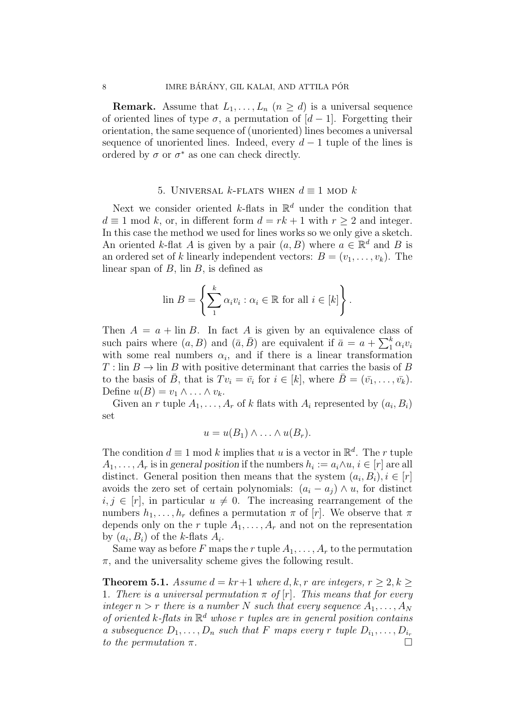**Remark.** Assume that $L_1, \ldots, L_n$ ($n \geq d$) is a universal sequence of oriented lines of type $\sigma$, a permutation of $[d-1]$. Forgetting their orientation, the same sequence of (unoriented) lines becomes a universal sequence of unoriented lines. Indeed, every $d-1$ tuple of the lines is ordered by $\sigma$ or $\sigma^*$ as one can check directly.

## 5. Universal $k$-flats when $d \equiv 1 \bmod k$

Next we consider oriented $k$-flats in $\mathbb{R}^d$ under the condition that $d \equiv 1 \bmod k$, or, in different form $d = rk + 1$ with $r \geq 2$ and integer. In this case the method we used for lines works so we only give a sketch. An oriented $k$-flat $A$ is given by a pair $(a, B)$ where $a \in \mathbb{R}^d$ and $B$ is an ordered set of $k$ linearly independent vectors: $B = (v_1, \ldots, v_k)$. The linear span of $B$, $\text{lin } B$, is defined as

$$\text{lin } B = \left\{ \sum_1^k \alpha_i v_i : \alpha_i \in \mathbb{R} \text{ for all } i \in [k] \right\}.$$

Then $A = a + \text{lin } B$. In fact $A$ is given by an equivalence class of such pairs where $(a, B)$ and $(\bar{a}, \bar{B})$ are equivalent if $\bar{a} = a + \sum_1^k \alpha_i v_i$ with some real numbers $\alpha_i$, and if there is a linear transformation $T : \text{lin } B \to \text{lin } B$ with positive determinant that carries the basis of $B$ to the basis of $\bar{B}$, that is $Tv_i = \bar{v}_i$ for $i \in [k]$, where $\bar{B} = (\bar{v_1}, \ldots, \bar{v_k})$. Define $u(B) = v_1 \wedge \ldots \wedge v_k$.

Given an $r$ tuple $A_1, \ldots, A_r$ of $k$ flats with $A_i$ represented by $(a_i, B_i)$ set

$$u = u(B_1) \wedge \ldots \wedge u(B_r).$$

The condition $d \equiv 1 \bmod k$ implies that $u$ is a vector in $\mathbb{R}^d$. The $r$ tuple $A_1, \ldots, A_r$ is in *general position* if the numbers $h_i := a_i \wedge u$, $i \in [r]$ are all distinct. General position then means that the system $(a_i, B_i), i \in [r]$ avoids the zero set of certain polynomials: $(a_i - a_j) \wedge u$, for distinct $i, j \in [r]$, in particular $u \neq 0$. The increasing rearrangement of the numbers $h_1, \ldots, h_r$ defines a permutation $\pi$ of $[r]$. We observe that $\pi$ depends only on the $r$ tuple $A_1, \ldots, A_r$ and not on the representation by $(a_i, B_i)$ of the $k$-flats $A_i$.

Same way as before $F$ maps the $r$ tuple $A_1, \ldots, A_r$ to the permutation $\pi$, and the universality scheme gives the following result.

**Theorem 5.1.** *Assume $d = kr+1$ where $d, k, r$ are integers, $r \geq 2, k \geq 1$. There is a universal permutation $\pi$ of $[r]$. This means that for every integer $n > r$ there is a number $N$ such that every sequence $A_1, \ldots, A_N$ of oriented $k$-flats in $\mathbb{R}^d$ whose $r$ tuples are in general position contains a subsequence $D_1, \ldots, D_n$ such that $F$ maps every $r$ tuple $D_{i_1}, \ldots, D_{i_r}$ to the permutation $\pi$.* □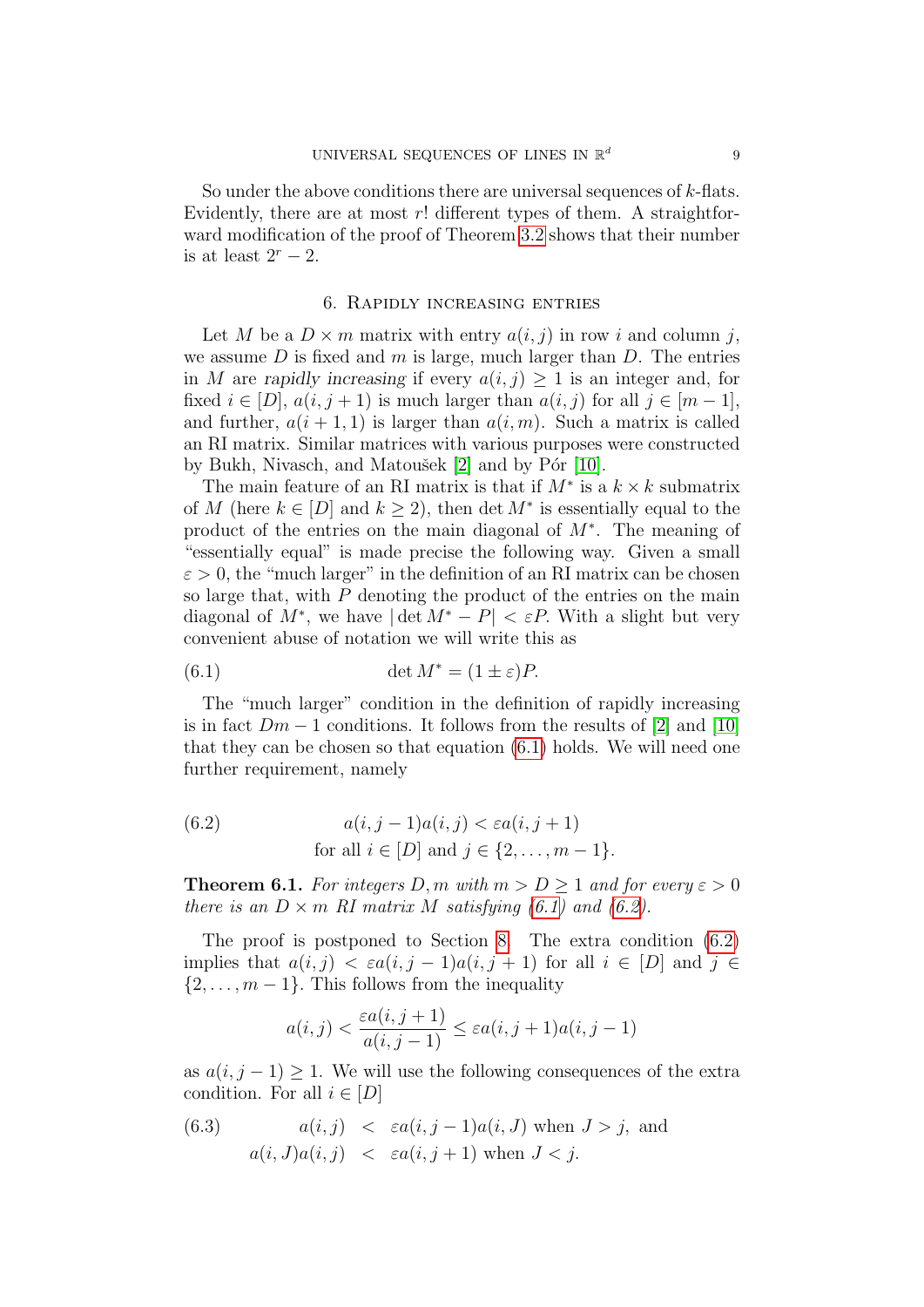So under the above conditions there are universal sequences of $k$-flats. Evidently, there are at most $r!$ different types of them. A straightforward modification of the proof of Theorem 3.2 shows that their number is at least $2^r - 2$.

## 6. Rapidly increasing entries

Let $M$ be a $D \times m$ matrix with entry $a(i,j)$ in row $i$ and column $j$, we assume $D$ is fixed and $m$ is large, much larger than $D$. The entries in $M$ are *rapidly increasing* if every $a(i,j) \geq 1$ is an integer and, for fixed $i \in [D]$, $a(i,j+1)$ is much larger than $a(i,j)$ for all $j \in [m-1]$, and further, $a(i+1,1)$ is larger than $a(i,m)$. Such a matrix is called an RI matrix. Similar matrices with various purposes were constructed by Bukh, Nivasch, and Matoušek [2] and by Pór [10].

The main feature of an RI matrix is that if $M^*$ is a $k \times k$ submatrix of $M$ (here $k \in [D]$ and $k \geq 2$), then $\det M^*$ is essentially equal to the product of the entries on the main diagonal of $M^*$. The meaning of "essentially equal" is made precise the following way. Given a small $\varepsilon > 0$, the "much larger" in the definition of an RI matrix can be chosen so large that, with $P$ denoting the product of the entries on the main diagonal of $M^*$, we have $|\det M^* - P| < \varepsilon P$. With a slight but very convenient abuse of notation we will write this as

$$\det M^* = (1 \pm \varepsilon)P. \tag{6.1}$$

The "much larger" condition in the definition of rapidly increasing is in fact $Dm - 1$ conditions. It follows from the results of [2] and [10] that they can be chosen so that equation (6.1) holds. We will need one further requirement, namely

$$a(i,j-1)a(i,j) < \varepsilon a(i,j+1) \tag{6.2}$$
$$\text{for all } i \in [D] \text{ and } j \in \{2,\dots,m-1\}.$$

**Theorem 6.1.** *For integers $D,m$ with $m > D \geq 1$ and for every $\varepsilon > 0$ there is an $D \times m$ RI matrix $M$ satisfying (6.1) and (6.2).*

The proof is postponed to Section 8. The extra condition (6.2) implies that $a(i,j) < \varepsilon a(i,j-1)a(i,j+1)$ for all $i \in [D]$ and $j \in \{2,\dots,m-1\}$. This follows from the inequality

$$a(i,j) < \frac{\varepsilon a(i,j+1)}{a(i,j-1)} \leq \varepsilon a(i,j+1)a(i,j-1)$$

as $a(i,j-1) \geq 1$. We will use the following consequences of the extra condition. For all $i \in [D]$

$$\begin{aligned} a(i,j) &< \varepsilon a(i,j-1)a(i,J) \text{ when } J > j, \text{ and} \\ a(i,J)a(i,j) &< \varepsilon a(i,j+1) \text{ when } J < j. \end{aligned} \tag{6.3}$$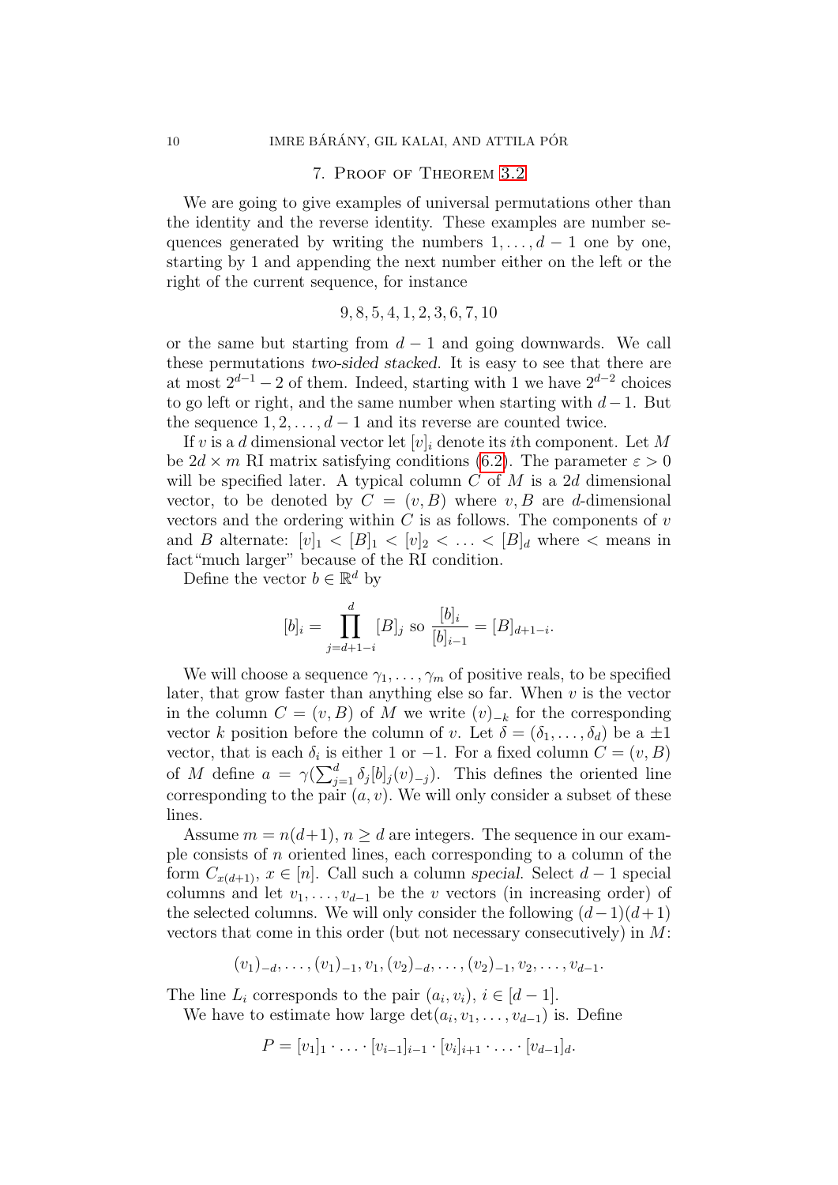## 7. Proof of Theorem 3.2

We are going to give examples of universal permutations other than the identity and the reverse identity. These examples are number sequences generated by writing the numbers $1, \ldots, d-1$ one by one, starting by 1 and appending the next number either on the left or the right of the current sequence, for instance

$$9, 8, 5, 4, 1, 2, 3, 6, 7, 10$$

or the same but starting from $d-1$ and going downwards. We call these permutations *two-sided stacked*. It is easy to see that there are at most $2^{d-1}-2$ of them. Indeed, starting with 1 we have $2^{d-2}$ choices to go left or right, and the same number when starting with $d-1$. But the sequence $1, 2, \ldots, d-1$ and its reverse are counted twice.

If $v$ is a $d$ dimensional vector let $[v]_i$ denote its $i$th component. Let $M$ be $2d \times m$ RI matrix satisfying conditions (6.2). The parameter $\varepsilon > 0$ will be specified later. A typical column $C$ of $M$ is a $2d$ dimensional vector, to be denoted by $C = (v, B)$ where $v, B$ are $d$-dimensional vectors and the ordering within $C$ is as follows. The components of $v$ and $B$ alternate: $[v]_1 < [B]_1 < [v]_2 < \ldots < [B]_d$ where $<$ means in fact "much larger" because of the RI condition.

Define the vector $b \in \mathbb{R}^d$ by

$$[b]_i = \prod_{j=d+1-i}^{d} [B]_j \text{ so } \frac{[b]_i}{[b]_{i-1}} = [B]_{d+1-i}.$$

We will choose a sequence $\gamma_1, \ldots, \gamma_m$ of positive reals, to be specified later, that grow faster than anything else so far. When $v$ is the vector in the column $C = (v, B)$ of $M$ we write $(v)_{-k}$ for the corresponding vector $k$ position before the column of $v$. Let $\delta = (\delta_1, \ldots, \delta_d)$ be a $\pm 1$ vector, that is each $\delta_i$ is either 1 or $-1$. For a fixed column $C = (v, B)$ of $M$ define $a = \gamma(\sum_{j=1}^{d} \delta_j [b]_j (v)_{-j})$. This defines the oriented line corresponding to the pair $(a, v)$. We will only consider a subset of these lines.

Assume $m = n(d+1)$, $n \geq d$ are integers. The sequence in our example consists of $n$ oriented lines, each corresponding to a column of the form $C_{x(d+1)}$, $x \in [n]$. Call such a column *special*. Select $d-1$ special columns and let $v_1, \ldots, v_{d-1}$ be the $v$ vectors (in increasing order) of the selected columns. We will only consider the following $(d-1)(d+1)$ vectors that come in this order (but not necessary consecutively) in $M$:

$$(v_1)_{-d}, \ldots, (v_1)_{-1}, v_1, (v_2)_{-d}, \ldots, (v_2)_{-1}, v_2, \ldots, v_{d-1}.$$

The line $L_i$ corresponds to the pair $(a_i, v_i)$, $i \in [d-1]$.

We have to estimate how large $\det(a_i, v_1, \ldots, v_{d-1})$ is. Define

$$P = [v_1]_1 \cdot \ldots \cdot [v_{i-1}]_{i-1} \cdot [v_i]_{i+1} \cdot \ldots \cdot [v_{d-1}]_d.$$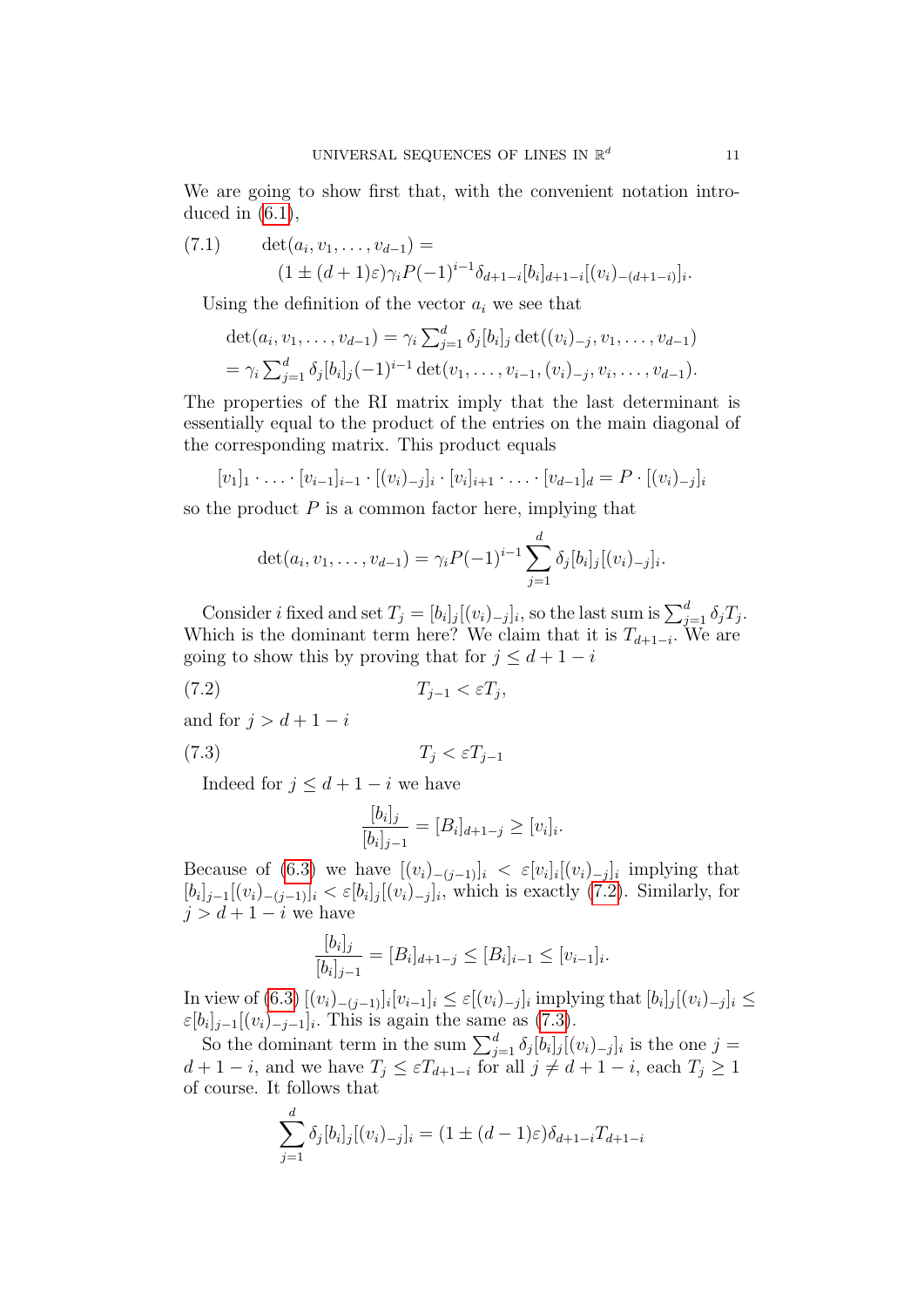We are going to show first that, with the convenient notation introduced in (6.1),

$$
\begin{aligned}
(7.1) \qquad & \det(a_i, v_1, \dots, v_{d-1}) = \\
& \qquad (1 \pm (d+1)\varepsilon)\gamma_i P(-1)^{i-1}\delta_{d+1-i}[b_i]_{d+1-i}[(v_i)_{-(d+1-i)}]_i.
\end{aligned}
$$

Using the definition of the vector $a_i$ we see that

$$
\begin{aligned}
& \det(a_i, v_1, \dots, v_{d-1}) = \gamma_i \textstyle\sum_{j=1}^d \delta_j [b_i]_j \det((v_i)_{-j}, v_1, \dots, v_{d-1}) \\
& = \gamma_i \textstyle\sum_{j=1}^d \delta_j [b_i]_j (-1)^{i-1} \det(v_1, \dots, v_{i-1}, (v_i)_{-j}, v_i, \dots, v_{d-1}).
\end{aligned}
$$

The properties of the RI matrix imply that the last determinant is essentially equal to the product of the entries on the main diagonal of the corresponding matrix. This product equals

$$
[v_1]_1 \cdot \ldots \cdot [v_{i-1}]_{i-1} \cdot [(v_i)_{-j}]_i \cdot [v_i]_{i+1} \cdot \ldots \cdot [v_{d-1}]_d = P \cdot [(v_i)_{-j}]_i
$$

so the product $P$ is a common factor here, implying that

$$
\det(a_i, v_1, \dots, v_{d-1}) = \gamma_i P(-1)^{i-1} \sum_{j=1}^d \delta_j [b_i]_j [(v_i)_{-j}]_i.
$$

Consider $i$ fixed and set $T_j = [b_i]_j [(v_i)_{-j}]_i$, so the last sum is $\sum_{j=1}^d \delta_j T_j$. Which is the dominant term here? We claim that it is $T_{d+1-i}$. We are going to show this by proving that for $j \le d+1-i$

$$
(7.2) \qquad\qquad T_{j-1} < \varepsilon T_j,
$$

and for $j > d+1-i$

$$
(7.3) \qquad\qquad T_j < \varepsilon T_{j-1}
$$

Indeed for $j \le d+1-i$ we have

$$
\frac{[b_i]_j}{[b_i]_{j-1}} = [B_i]_{d+1-j} \ge [v_i]_i.
$$

Because of (6.3) we have $[(v_i)_{-(j-1)}]_i < \varepsilon [v_i]_i [(v_i)_{-j}]_i$ implying that $[b_i]_{j-1}[(v_i)_{-(j-1)}]_i < \varepsilon [b_i]_j [(v_i)_{-j}]_i$, which is exactly (7.2). Similarly, for $j > d+1-i$ we have

$$
\frac{[b_i]_j}{[b_i]_{j-1}} = [B_i]_{d+1-j} \le [B_i]_{i-1} \le [v_{i-1}]_i.
$$

In view of (6.3) $[(v_i)_{-(j-1)}]_i [v_{i-1}]_i \le \varepsilon [(v_i)_{-j}]_i$ implying that $[b_i]_j [(v_i)_{-j}]_i \le \varepsilon [b_i]_{j-1} [(v_i)_{-j-1}]_i$. This is again the same as (7.3).

So the dominant term in the sum $\sum_{j=1}^d \delta_j [b_i]_j [(v_i)_{-j}]_i$ is the one $j = d+1-i$, and we have $T_j \le \varepsilon T_{d+1-i}$ for all $j \ne d+1-i$, each $T_j \ge 1$ of course. It follows that

$$
\sum_{j=1}^d \delta_j [b_i]_j [(v_i)_{-j}]_i = (1 \pm (d-1)\varepsilon)\delta_{d+1-i} T_{d+1-i}
$$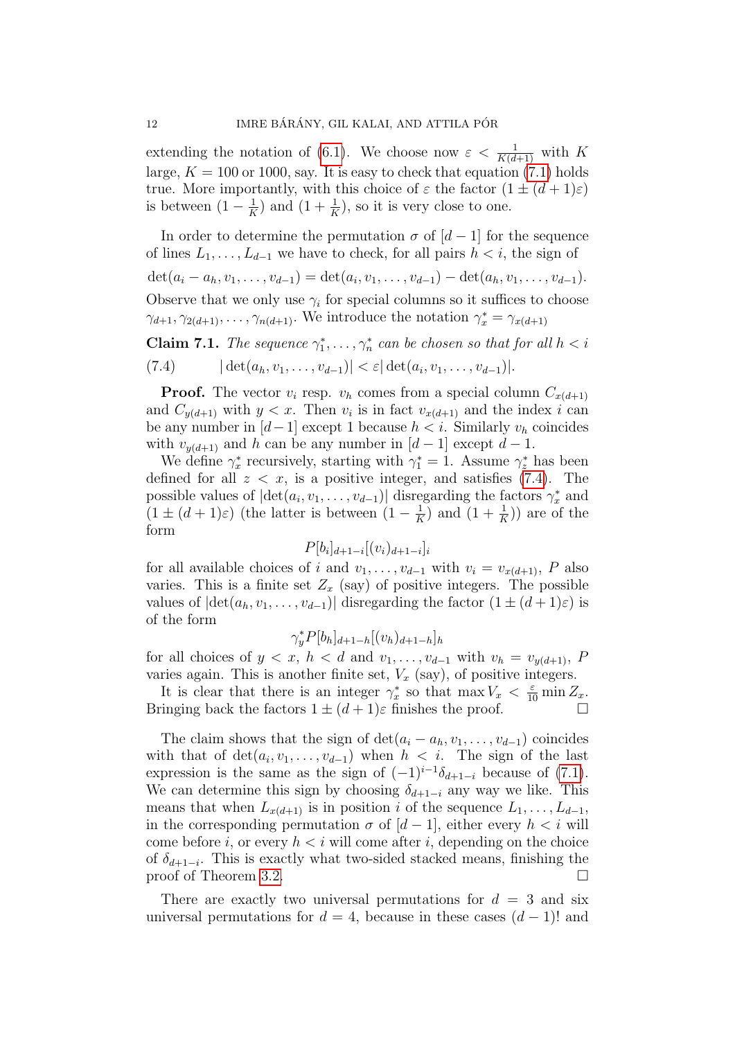extending the notation of (6.1). We choose now $\varepsilon < \frac{1}{K(d+1)}$ with $K$ large, $K = 100$ or 1000, say. It is easy to check that equation (7.1) holds true. More importantly, with this choice of $\varepsilon$ the factor $(1 \pm (d+1)\varepsilon)$ is between $(1 - \frac{1}{K})$ and $(1 + \frac{1}{K})$, so it is very close to one.

In order to determine the permutation $\sigma$ of $[d-1]$ for the sequence of lines $L_1, \ldots, L_{d-1}$ we have to check, for all pairs $h < i$, the sign of

$$\det(a_i - a_h, v_1, \ldots, v_{d-1}) = \det(a_i, v_1, \ldots, v_{d-1}) - \det(a_h, v_1, \ldots, v_{d-1}).$$

Observe that we only use $\gamma_i$ for special columns so it suffices to choose $\gamma_{d+1}, \gamma_{2(d+1)}, \ldots, \gamma_{n(d+1)}$. We introduce the notation $\gamma_x^* = \gamma_{x(d+1)}$

**Claim 7.1.** *The sequence $\gamma_1^*, \ldots, \gamma_n^*$ can be chosen so that for all $h < i$*

$$|\det(a_h, v_1, \ldots, v_{d-1})| < \varepsilon |\det(a_i, v_1, \ldots, v_{d-1})|. \tag{7.4}$$

**Proof.** The vector $v_i$ resp. $v_h$ comes from a special column $C_{x(d+1)}$ and $C_{y(d+1)}$ with $y < x$. Then $v_i$ is in fact $v_{x(d+1)}$ and the index $i$ can be any number in $[d-1]$ except 1 because $h < i$. Similarly $v_h$ coincides with $v_{y(d+1)}$ and $h$ can be any number in $[d-1]$ except $d-1$.

We define $\gamma_x^*$ recursively, starting with $\gamma_1^* = 1$. Assume $\gamma_z^*$ has been defined for all $z < x$, is a positive integer, and satisfies (7.4). The possible values of $|\det(a_i, v_1, \ldots, v_{d-1})|$ disregarding the factors $\gamma_x^*$ and $(1 \pm (d+1)\varepsilon)$ (the latter is between $(1 - \frac{1}{K})$ and $(1 + \frac{1}{K})$) are of the form

$$P[b_i]_{d+1-i}[(v_i)_{d+1-i}]_i$$

for all available choices of $i$ and $v_1, \ldots, v_{d-1}$ with $v_i = v_{x(d+1)}$, $P$ also varies. This is a finite set $Z_x$ (say) of positive integers. The possible values of $|\det(a_h, v_1, \ldots, v_{d-1})|$ disregarding the factor $(1 \pm (d+1)\varepsilon)$ is of the form

$$\gamma_y^* P[b_h]_{d+1-h}[(v_h)_{d+1-h}]_h$$

for all choices of $y < x$, $h < d$ and $v_1, \ldots, v_{d-1}$ with $v_h = v_{y(d+1)}$, $P$ varies again. This is another finite set, $V_x$ (say), of positive integers.

It is clear that there is an integer $\gamma_x^*$ so that $\max V_x < \frac{\varepsilon}{10} \min Z_x$. Bringing back the factors $1 \pm (d+1)\varepsilon$ finishes the proof. $\square$

The claim shows that the sign of $\det(a_i - a_h, v_1, \ldots, v_{d-1})$ coincides with that of $\det(a_i, v_1, \ldots, v_{d-1})$ when $h < i$. The sign of the last expression is the same as the sign of $(-1)^{i-1}\delta_{d+1-i}$ because of (7.1). We can determine this sign by choosing $\delta_{d+1-i}$ any way we like. This means that when $L_{x(d+1)}$ is in position $i$ of the sequence $L_1, \ldots, L_{d-1}$, in the corresponding permutation $\sigma$ of $[d-1]$, either every $h < i$ will come before $i$, or every $h < i$ will come after $i$, depending on the choice of $\delta_{d+1-i}$. This is exactly what two-sided stacked means, finishing the proof of Theorem 3.2. $\square$

There are exactly two universal permutations for $d = 3$ and six universal permutations for $d = 4$, because in these cases $(d-1)!$ and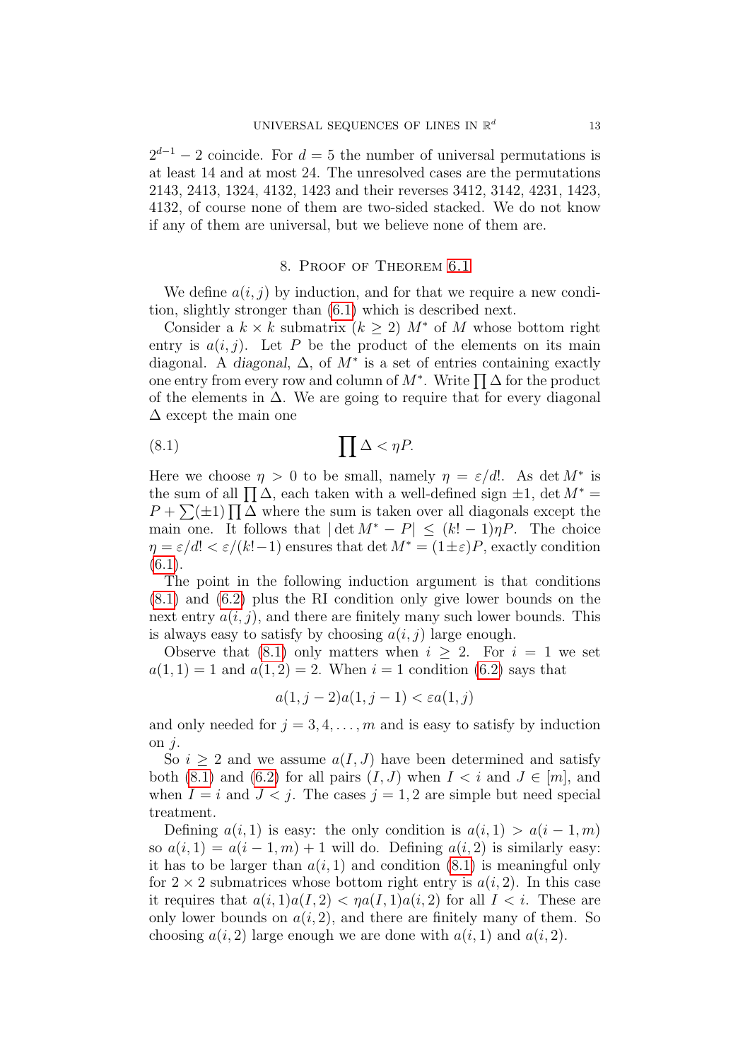$2^{d-1} - 2$ coincide. For $d = 5$ the number of universal permutations is at least 14 and at most 24. The unresolved cases are the permutations 2143, 2413, 1324, 4132, 1423 and their reverses 3412, 3142, 4231, 1423, 4132, of course none of them are two-sided stacked. We do not know if any of them are universal, but we believe none of them are.

## 8. Proof of Theorem 6.1

We define $a(i,j)$ by induction, and for that we require a new condition, slightly stronger than (6.1) which is described next.

Consider a $k \times k$ submatrix ($k \geq 2$) $M^*$ of $M$ whose bottom right entry is $a(i,j)$. Let $P$ be the product of the elements on its main diagonal. A *diagonal*, $\Delta$, of $M^*$ is a set of entries containing exactly one entry from every row and column of $M^*$. Write $\prod \Delta$ for the product of the elements in $\Delta$. We are going to require that for every diagonal $\Delta$ except the main one

$$\prod \Delta < \eta P. \tag{8.1}$$

Here we choose $\eta > 0$ to be small, namely $\eta = \varepsilon/d!$. As $\det M^*$ is the sum of all $\prod \Delta$, each taken with a well-defined sign $\pm 1$, $\det M^* = P + \sum(\pm 1)\prod \Delta$ where the sum is taken over all diagonals except the main one. It follows that $|\det M^* - P| \leq (k!-1)\eta P$. The choice $\eta = \varepsilon/d! < \varepsilon/(k!-1)$ ensures that $\det M^* = (1 \pm \varepsilon)P$, exactly condition (6.1).

The point in the following induction argument is that conditions (8.1) and (6.2) plus the RI condition only give lower bounds on the next entry $a(i,j)$, and there are finitely many such lower bounds. This is always easy to satisfy by choosing $a(i,j)$ large enough.

Observe that (8.1) only matters when $i \geq 2$. For $i = 1$ we set $a(1,1) = 1$ and $a(1,2) = 2$. When $i = 1$ condition (6.2) says that

$$a(1,j-2)a(1,j-1) < \varepsilon a(1,j)$$

and only needed for $j = 3, 4, \ldots, m$ and is easy to satisfy by induction on $j$.

So $i \geq 2$ and we assume $a(I,J)$ have been determined and satisfy both (8.1) and (6.2) for all pairs $(I,J)$ when $I < i$ and $J \in [m]$, and when $I = i$ and $J < j$. The cases $j = 1, 2$ are simple but need special treatment.

Defining $a(i,1)$ is easy: the only condition is $a(i,1) > a(i-1,m)$ so $a(i,1) = a(i-1,m) + 1$ will do. Defining $a(i,2)$ is similarly easy: it has to be larger than $a(i,1)$ and condition (8.1) is meaningful only for $2 \times 2$ submatrices whose bottom right entry is $a(i,2)$. In this case it requires that $a(i,1)a(I,2) < \eta a(I,1)a(i,2)$ for all $I < i$. These are only lower bounds on $a(i,2)$, and there are finitely many of them. So choosing $a(i,2)$ large enough we are done with $a(i,1)$ and $a(i,2)$.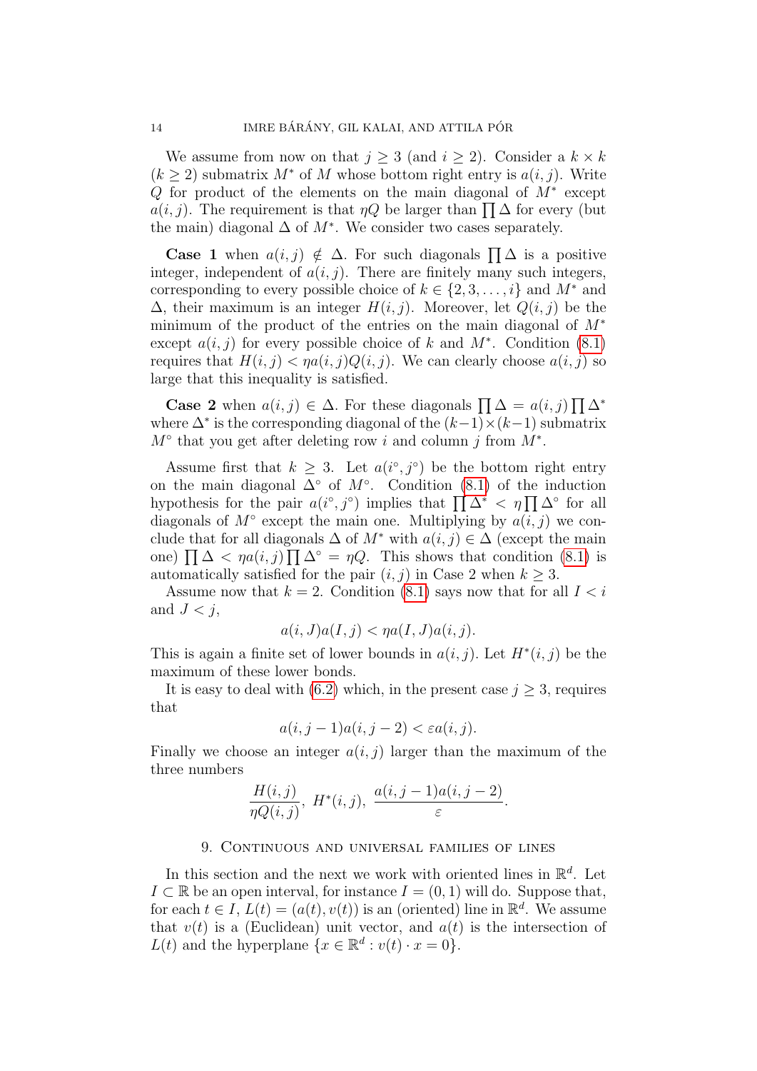We assume from now on that $j \geq 3$ (and $i \geq 2$). Consider a $k \times k$ ($k \geq 2$) submatrix $M^*$ of $M$ whose bottom right entry is $a(i,j)$. Write $Q$ for product of the elements on the main diagonal of $M^*$ except $a(i,j)$. The requirement is that $\eta Q$ be larger than $\prod \Delta$ for every (but the main) diagonal $\Delta$ of $M^*$. We consider two cases separately.

**Case 1** when $a(i,j) \notin \Delta$. For such diagonals $\prod \Delta$ is a positive integer, independent of $a(i,j)$. There are finitely many such integers, corresponding to every possible choice of $k \in \{2, 3, \ldots, i\}$ and $M^*$ and $\Delta$, their maximum is an integer $H(i,j)$. Moreover, let $Q(i,j)$ be the minimum of the product of the entries on the main diagonal of $M^*$ except $a(i,j)$ for every possible choice of $k$ and $M^*$. Condition (8.1) requires that $H(i,j) < \eta a(i,j) Q(i,j)$. We can clearly choose $a(i,j)$ so large that this inequality is satisfied.

**Case 2** when $a(i,j) \in \Delta$. For these diagonals $\prod \Delta = a(i,j) \prod \Delta^*$ where $\Delta^*$ is the corresponding diagonal of the $(k-1) \times (k-1)$ submatrix $M^\circ$ that you get after deleting row $i$ and column $j$ from $M^*$.

Assume first that $k \geq 3$. Let $a(i^\circ, j^\circ)$ be the bottom right entry on the main diagonal $\Delta^\circ$ of $M^\circ$. Condition (8.1) of the induction hypothesis for the pair $a(i^\circ, j^\circ)$ implies that $\prod \Delta^* < \eta \prod \Delta^\circ$ for all diagonals of $M^\circ$ except the main one. Multiplying by $a(i,j)$ we conclude that for all diagonals $\Delta$ of $M^*$ with $a(i,j) \in \Delta$ (except the main one) $\prod \Delta < \eta a(i,j) \prod \Delta^\circ = \eta Q$. This shows that condition (8.1) is automatically satisfied for the pair $(i,j)$ in Case 2 when $k \geq 3$.

Assume now that $k = 2$. Condition (8.1) says now that for all $I < i$ and $J < j$,

$$a(i,J)a(I,j) < \eta a(I,J)a(i,j).$$

This is again a finite set of lower bounds in $a(i,j)$. Let $H^*(i,j)$ be the maximum of these lower bonds.

It is easy to deal with (6.2) which, in the present case $j \geq 3$, requires that

$$a(i,j-1)a(i,j-2) < \varepsilon a(i,j).$$

Finally we choose an integer $a(i,j)$ larger than the maximum of the three numbers

$$\frac{H(i,j)}{\eta Q(i,j)},\ H^*(i,j),\ \frac{a(i,j-1)a(i,j-2)}{\varepsilon}.$$

## 9. Continuous and universal families of lines

In this section and the next we work with oriented lines in $\mathbb{R}^d$. Let $I \subset \mathbb{R}$ be an open interval, for instance $I = (0,1)$ will do. Suppose that, for each $t \in I$, $L(t) = (a(t), v(t))$ is an (oriented) line in $\mathbb{R}^d$. We assume that $v(t)$ is a (Euclidean) unit vector, and $a(t)$ is the intersection of $L(t)$ and the hyperplane $\{x \in \mathbb{R}^d : v(t) \cdot x = 0\}$.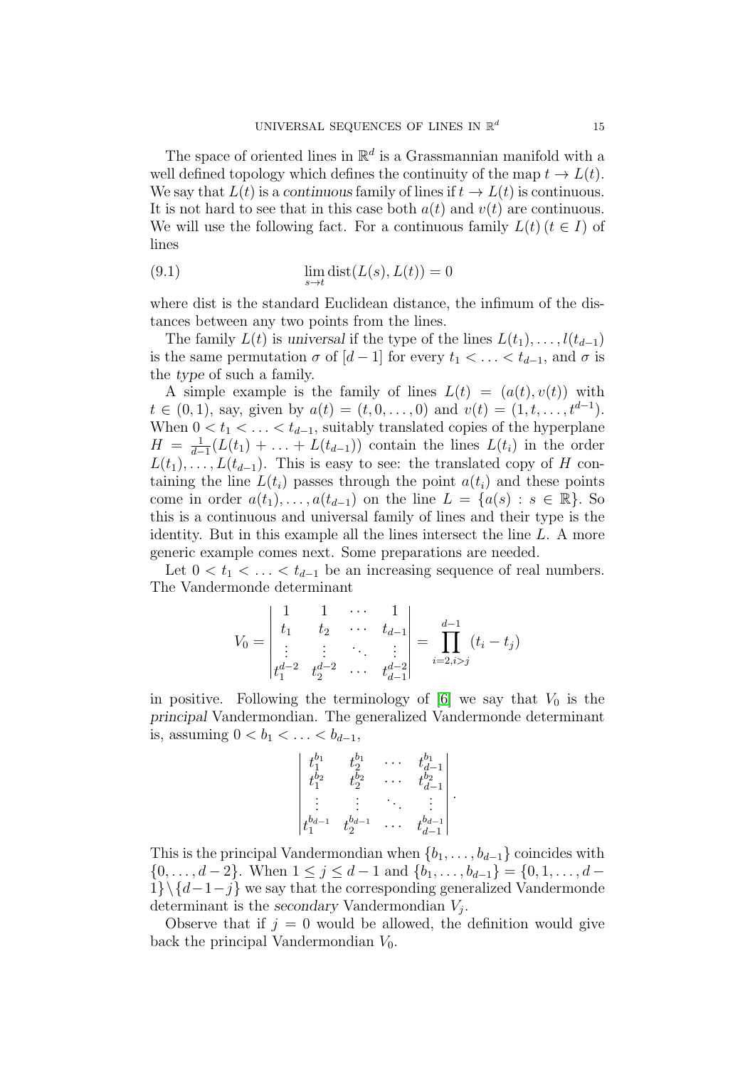The space of oriented lines in $\mathbb{R}^d$ is a Grassmannian manifold with a well defined topology which defines the continuity of the map $t \to L(t)$. We say that $L(t)$ is a *continuous* family of lines if $t \to L(t)$ is continuous. It is not hard to see that in this case both $a(t)$ and $v(t)$ are continuous. We will use the following fact. For a continuous family $L(t)\,(t \in I)$ of lines

$$\lim_{s \to t} \operatorname{dist}(L(s), L(t)) = 0 \tag{9.1}$$

where dist is the standard Euclidean distance, the infimum of the distances between any two points from the lines.

The family $L(t)$ is *universal* if the type of the lines $L(t_1), \dots, l(t_{d-1})$ is the same permutation $\sigma$ of $[d-1]$ for every $t_1 < \dots < t_{d-1}$, and $\sigma$ is the *type* of such a family.

A simple example is the family of lines $L(t) = (a(t), v(t))$ with $t \in (0,1)$, say, given by $a(t) = (t, 0, \dots, 0)$ and $v(t) = (1, t, \dots, t^{d-1})$. When $0 < t_1 < \dots < t_{d-1}$, suitably translated copies of the hyperplane $H = \frac{1}{d-1}(L(t_1) + \dots + L(t_{d-1}))$ contain the lines $L(t_i)$ in the order $L(t_1), \dots, L(t_{d-1})$. This is easy to see: the translated copy of $H$ containing the line $L(t_i)$ passes through the point $a(t_i)$ and these points come in order $a(t_1), \dots, a(t_{d-1})$ on the line $L = \{a(s) : s \in \mathbb{R}\}$. So this is a continuous and universal family of lines and their type is the identity. But in this example all the lines intersect the line $L$. A more generic example comes next. Some preparations are needed.

Let $0 < t_1 < \dots < t_{d-1}$ be an increasing sequence of real numbers. The Vandermonde determinant

$$V_0 = \begin{vmatrix} 1 & 1 & \cdots & 1 \\ t_1 & t_2 & \cdots & t_{d-1} \\ \vdots & \vdots & \ddots & \vdots \\ t_1^{d-2} & t_2^{d-2} & \cdots & t_{d-1}^{d-2} \end{vmatrix} = \prod_{i=2, i>j}^{d-1} (t_i - t_j)$$

in positive. Following the terminology of [6] we say that $V_0$ is the *principal* Vandermondian. The generalized Vandermonde determinant is, assuming $0 < b_1 < \dots < b_{d-1}$,

$$\begin{vmatrix} t_1^{b_1} & t_2^{b_1} & \cdots & t_{d-1}^{b_1} \\ t_1^{b_2} & t_2^{b_2} & \cdots & t_{d-1}^{b_2} \\ \vdots & \vdots & \ddots & \vdots \\ t_1^{b_{d-1}} & t_2^{b_{d-1}} & \cdots & t_{d-1}^{b_{d-1}} \end{vmatrix}.$$

This is the principal Vandermondian when $\{b_1, \dots, b_{d-1}\}$ coincides with $\{0, \dots, d-2\}$. When $1 \le j \le d-1$ and $\{b_1, \dots, b_{d-1}\} = \{0, 1, \dots, d-1\} \setminus \{d-1-j\}$ we say that the corresponding generalized Vandermonde determinant is the *secondary* Vandermondian $V_j$.

Observe that if $j = 0$ would be allowed, the definition would give back the principal Vandermondian $V_0$.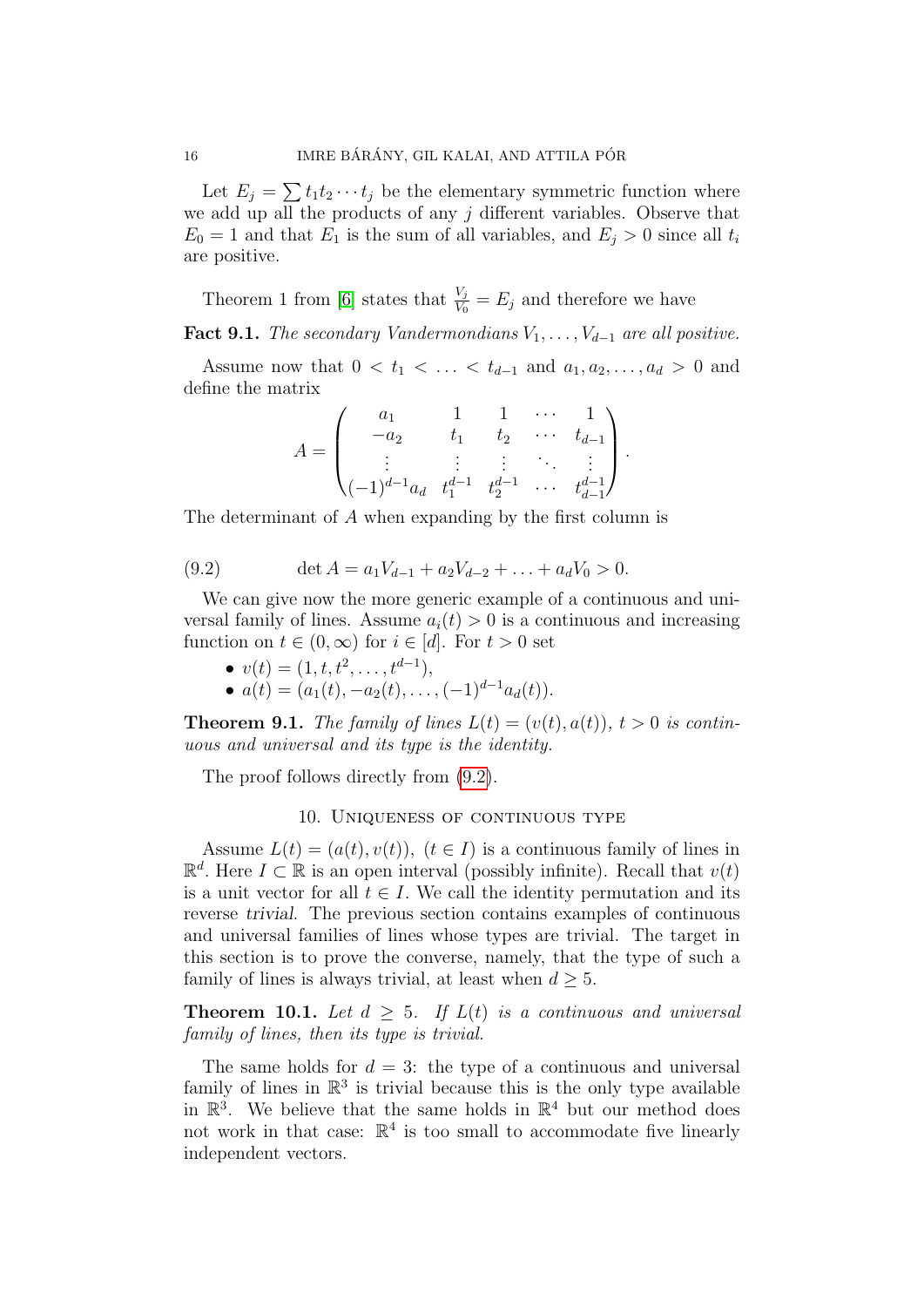Let $E_j = \sum t_1 t_2 \cdots t_j$ be the elementary symmetric function where we add up all the products of any $j$ different variables. Observe that $E_0 = 1$ and that $E_1$ is the sum of all variables, and $E_j > 0$ since all $t_i$ are positive.

Theorem 1 from [6] states that $\frac{V_j}{V_0} = E_j$ and therefore we have

**Fact 9.1.** *The secondary Vandermondians $V_1, \ldots, V_{d-1}$ are all positive.*

Assume now that $0 < t_1 < \ldots < t_{d-1}$ and $a_1, a_2, \ldots, a_d > 0$ and define the matrix

$$A = \begin{pmatrix} a_1 & 1 & 1 & \cdots & 1 \\ -a_2 & t_1 & t_2 & \cdots & t_{d-1} \\ \vdots & \vdots & \vdots & \ddots & \vdots \\ (-1)^{d-1}a_d & t_1^{d-1} & t_2^{d-1} & \cdots & t_{d-1}^{d-1} \end{pmatrix}.$$

The determinant of $A$ when expanding by the first column is

$$\det A = a_1 V_{d-1} + a_2 V_{d-2} + \ldots + a_d V_0 > 0. \tag{9.2}$$

We can give now the more generic example of a continuous and universal family of lines. Assume $a_i(t) > 0$ is a continuous and increasing function on $t \in (0, \infty)$ for $i \in [d]$. For $t > 0$ set

- $v(t) = (1, t, t^2, \ldots, t^{d-1})$,
- $a(t) = (a_1(t), -a_2(t), \ldots, (-1)^{d-1}a_d(t))$.

**Theorem 9.1.** *The family of lines $L(t) = (v(t), a(t))$, $t > 0$ is continuous and universal and its type is the identity.*

The proof follows directly from (9.2).

## 10. Uniqueness of continuous type

Assume $L(t) = (a(t), v(t))$, $(t \in I)$ is a continuous family of lines in $\mathbb{R}^d$. Here $I \subset \mathbb{R}$ is an open interval (possibly infinite). Recall that $v(t)$ is a unit vector for all $t \in I$. We call the identity permutation and its reverse *trivial*. The previous section contains examples of continuous and universal families of lines whose types are trivial. The target in this section is to prove the converse, namely, that the type of such a family of lines is always trivial, at least when $d \geq 5$.

**Theorem 10.1.** *Let $d \geq 5$. If $L(t)$ is a continuous and universal family of lines, then its type is trivial.*

The same holds for $d = 3$: the type of a continuous and universal family of lines in $\mathbb{R}^3$ is trivial because this is the only type available in $\mathbb{R}^3$. We believe that the same holds in $\mathbb{R}^4$ but our method does not work in that case: $\mathbb{R}^4$ is too small to accommodate five linearly independent vectors.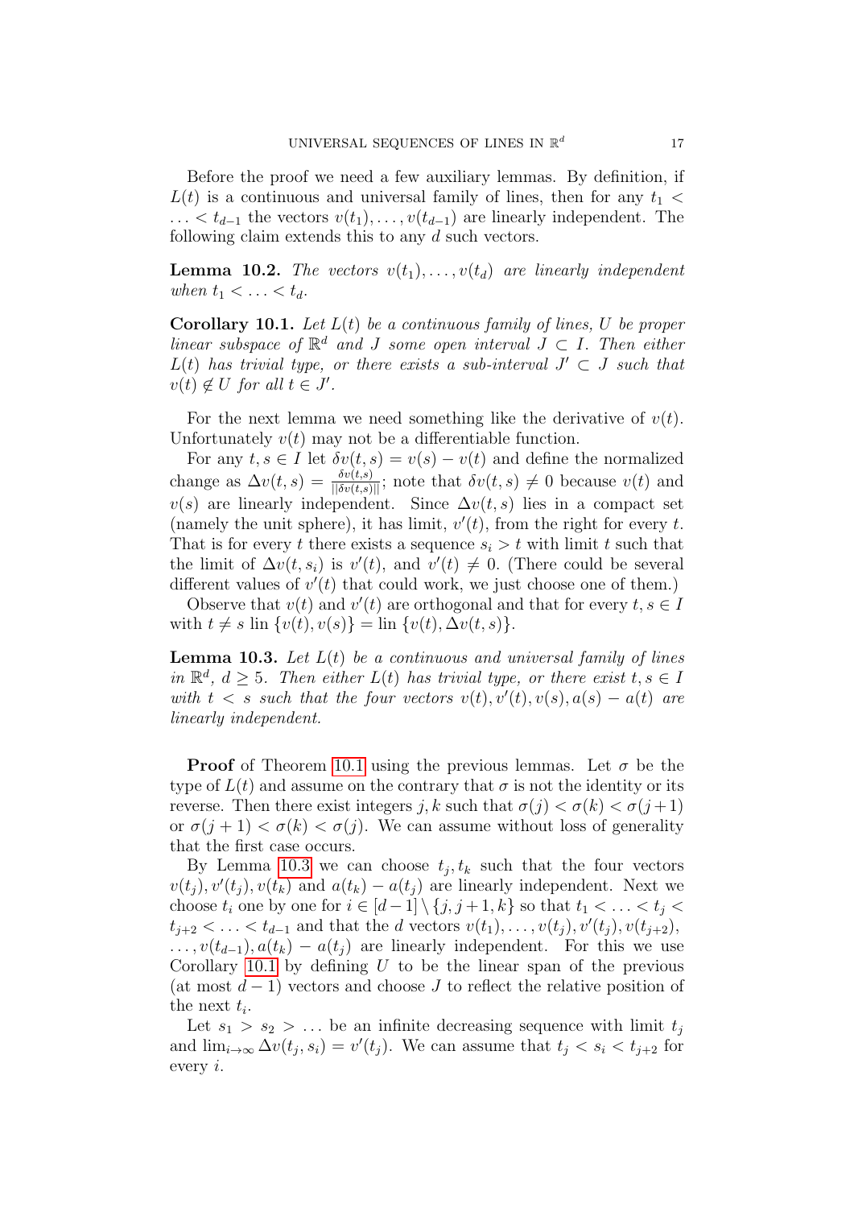Before the proof we need a few auxiliary lemmas. By definition, if $L(t)$ is a continuous and universal family of lines, then for any $t_1 < \ldots < t_{d-1}$ the vectors $v(t_1), \ldots, v(t_{d-1})$ are linearly independent. The following claim extends this to any $d$ such vectors.

**Lemma 10.2.** *The vectors $v(t_1), \ldots, v(t_d)$ are linearly independent when $t_1 < \ldots < t_d$.*

**Corollary 10.1.** *Let $L(t)$ be a continuous family of lines, $U$ be proper linear subspace of $\mathbb{R}^d$ and $J$ some open interval $J \subset I$. Then either $L(t)$ has trivial type, or there exists a sub-interval $J' \subset J$ such that $v(t) \notin U$ for all $t \in J'$.*

For the next lemma we need something like the derivative of $v(t)$. Unfortunately $v(t)$ may not be a differentiable function.

For any $t, s \in I$ let $\delta v(t,s) = v(s) - v(t)$ and define the normalized change as $\Delta v(t,s) = \frac{\delta v(t,s)}{||\delta v(t,s)||}$; note that $\delta v(t,s) \neq 0$ because $v(t)$ and $v(s)$ are linearly independent. Since $\Delta v(t,s)$ lies in a compact set (namely the unit sphere), it has limit, $v'(t)$, from the right for every $t$. That is for every $t$ there exists a sequence $s_i > t$ with limit $t$ such that the limit of $\Delta v(t, s_i)$ is $v'(t)$, and $v'(t) \neq 0$. (There could be several different values of $v'(t)$ that could work, we just choose one of them.)

Observe that $v(t)$ and $v'(t)$ are orthogonal and that for every $t, s \in I$ with $t \neq s$ $\operatorname{lin}\{v(t), v(s)\} = \operatorname{lin}\{v(t), \Delta v(t,s)\}$.

**Lemma 10.3.** *Let $L(t)$ be a continuous and universal family of lines in $\mathbb{R}^d$, $d \geq 5$. Then either $L(t)$ has trivial type, or there exist $t, s \in I$ with $t < s$ such that the four vectors $v(t), v'(t), v(s), a(s) - a(t)$ are linearly independent.*

**Proof** of Theorem 10.1 using the previous lemmas. Let $\sigma$ be the type of $L(t)$ and assume on the contrary that $\sigma$ is not the identity or its reverse. Then there exist integers $j, k$ such that $\sigma(j) < \sigma(k) < \sigma(j+1)$ or $\sigma(j+1) < \sigma(k) < \sigma(j)$. We can assume without loss of generality that the first case occurs.

By Lemma 10.3 we can choose $t_j, t_k$ such that the four vectors $v(t_j), v'(t_j), v(t_k)$ and $a(t_k) - a(t_j)$ are linearly independent. Next we choose $t_i$ one by one for $i \in [d-1] \setminus \{j, j+1, k\}$ so that $t_1 < \ldots < t_j < t_{j+2} < \ldots < t_{d-1}$ and that the $d$ vectors $v(t_1), \ldots, v(t_j), v'(t_j), v(t_{j+2}), \ldots, v(t_{d-1}), a(t_k) - a(t_j)$ are linearly independent. For this we use Corollary 10.1 by defining $U$ to be the linear span of the previous (at most $d-1$) vectors and choose $J$ to reflect the relative position of the next $t_i$.

Let $s_1 > s_2 > \ldots$ be an infinite decreasing sequence with limit $t_j$ and $\lim_{i\to\infty} \Delta v(t_j, s_i) = v'(t_j)$. We can assume that $t_j < s_i < t_{j+2}$ for every $i$.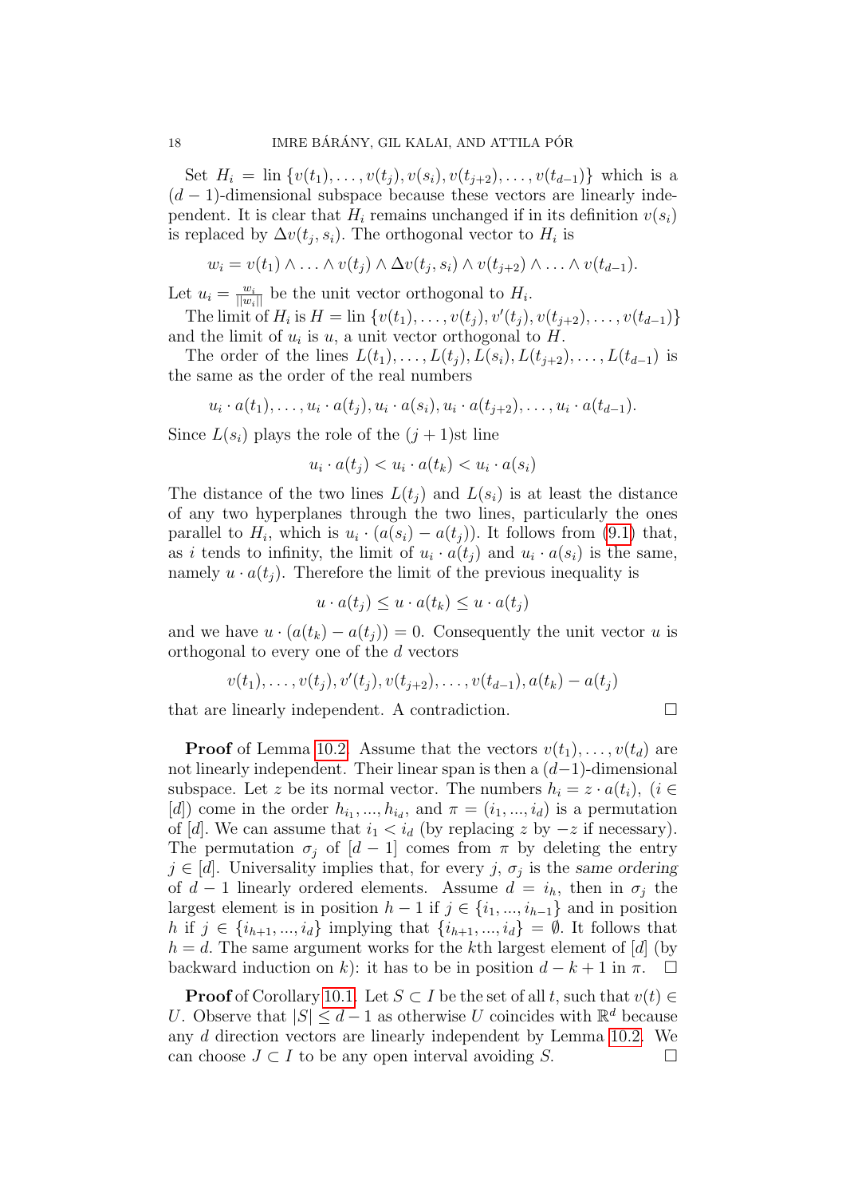Set $H_i = \text{lin}\,\{v(t_1), \dots, v(t_j), v(s_i), v(t_{j+2}), \dots, v(t_{d-1})\}$ which is a $(d-1)$-dimensional subspace because these vectors are linearly independent. It is clear that $H_i$ remains unchanged if in its definition $v(s_i)$ is replaced by $\Delta v(t_j, s_i)$. The orthogonal vector to $H_i$ is

$$w_i = v(t_1) \wedge \ldots \wedge v(t_j) \wedge \Delta v(t_j, s_i) \wedge v(t_{j+2}) \wedge \ldots \wedge v(t_{d-1}).$$

Let $u_i = \frac{w_i}{||w_i||}$ be the unit vector orthogonal to $H_i$.

The limit of $H_i$ is $H = \text{lin}\,\{v(t_1), \dots, v(t_j), v'(t_j), v(t_{j+2}), \dots, v(t_{d-1})\}$ and the limit of $u_i$ is $u$, a unit vector orthogonal to $H$.

The order of the lines $L(t_1), \dots, L(t_j), L(s_i), L(t_{j+2}), \dots, L(t_{d-1})$ is the same as the order of the real numbers

$$u_i \cdot a(t_1), \dots, u_i \cdot a(t_j), u_i \cdot a(s_i), u_i \cdot a(t_{j+2}), \dots, u_i \cdot a(t_{d-1}).$$

Since $L(s_i)$ plays the role of the $(j+1)$st line

$$u_i \cdot a(t_j) < u_i \cdot a(t_k) < u_i \cdot a(s_i)$$

The distance of the two lines $L(t_j)$ and $L(s_i)$ is at least the distance of any two hyperplanes through the two lines, particularly the ones parallel to $H_i$, which is $u_i \cdot (a(s_i) - a(t_j))$. It follows from (9.1) that, as $i$ tends to infinity, the limit of $u_i \cdot a(t_j)$ and $u_i \cdot a(s_i)$ is the same, namely $u \cdot a(t_j)$. Therefore the limit of the previous inequality is

$$u \cdot a(t_j) \le u \cdot a(t_k) \le u \cdot a(t_j)$$

and we have $u \cdot (a(t_k) - a(t_j)) = 0$. Consequently the unit vector $u$ is orthogonal to every one of the $d$ vectors

$$v(t_1), \dots, v(t_j), v'(t_j), v(t_{j+2}), \dots, v(t_{d-1}), a(t_k) - a(t_j)$$

that are linearly independent. A contradiction. $\square$

**Proof** of Lemma 10.2. Assume that the vectors $v(t_1), \dots, v(t_d)$ are not linearly independent. Their linear span is then a $(d-1)$-dimensional subspace. Let $z$ be its normal vector. The numbers $h_i = z \cdot a(t_i)$, $(i \in [d])$ come in the order $h_{i_1}, ..., h_{i_d}$, and $\pi = (i_1, ..., i_d)$ is a permutation of $[d]$. We can assume that $i_1 < i_d$ (by replacing $z$ by $-z$ if necessary). The permutation $\sigma_j$ of $[d-1]$ comes from $\pi$ by deleting the entry $j \in [d]$. Universality implies that, for every $j$, $\sigma_j$ is the *same ordering* of $d-1$ linearly ordered elements. Assume $d = i_h$, then in $\sigma_j$ the largest element is in position $h-1$ if $j \in \{i_1, ..., i_{h-1}\}$ and in position $h$ if $j \in \{i_{h+1}, ..., i_d\}$ implying that $\{i_{h+1}, ..., i_d\} = \emptyset$. It follows that $h = d$. The same argument works for the $k$th largest element of $[d]$ (by backward induction on $k$): it has to be in position $d-k+1$ in $\pi$. $\square$

**Proof** of Corollary 10.1. Let $S \subset I$ be the set of all $t$, such that $v(t) \in U$. Observe that $|S| \le d-1$ as otherwise $U$ coincides with $\mathbb{R}^d$ because any $d$ direction vectors are linearly independent by Lemma 10.2. We can choose $J \subset I$ to be any open interval avoiding $S$. $\square$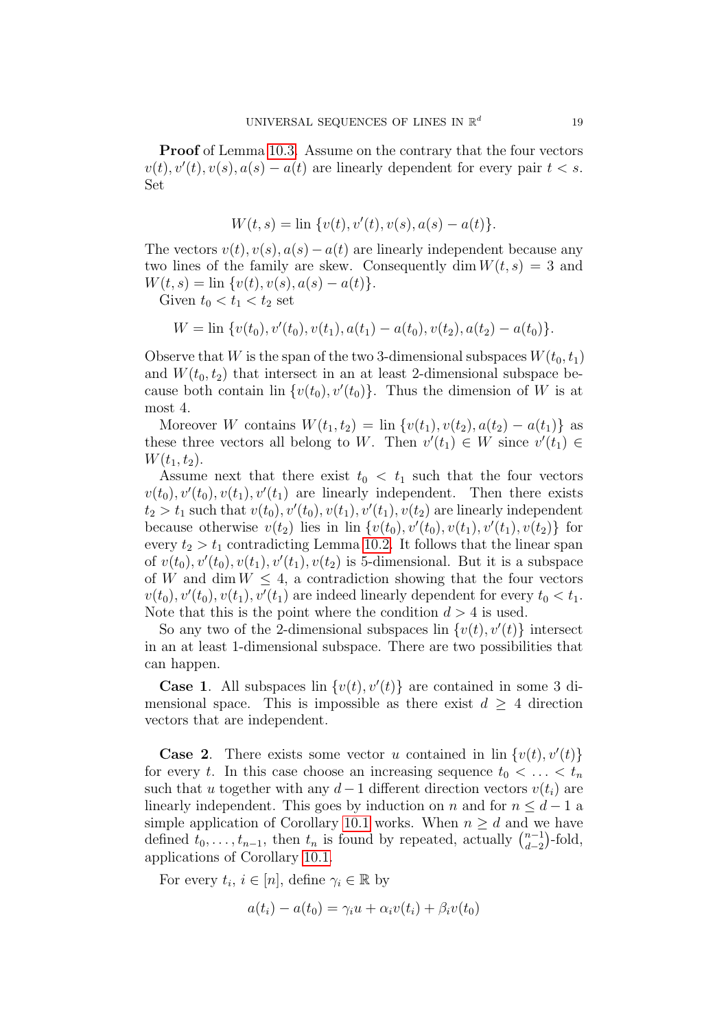**Proof** of Lemma 10.3. Assume on the contrary that the four vectors $v(t), v'(t), v(s), a(s) - a(t)$ are linearly dependent for every pair $t < s$. Set

$$W(t,s) = \text{lin}\,\{v(t), v'(t), v(s), a(s) - a(t)\}.$$

The vectors $v(t), v(s), a(s) - a(t)$ are linearly independent because any two lines of the family are skew. Consequently $\dim W(t,s) = 3$ and $W(t,s) = \text{lin}\,\{v(t), v(s), a(s) - a(t)\}$.

Given $t_0 < t_1 < t_2$ set

$$W = \text{lin}\,\{v(t_0), v'(t_0), v(t_1), a(t_1) - a(t_0), v(t_2), a(t_2) - a(t_0)\}.$$

Observe that $W$ is the span of the two 3-dimensional subspaces $W(t_0, t_1)$ and $W(t_0, t_2)$ that intersect in an at least 2-dimensional subspace because both contain $\text{lin}\,\{v(t_0), v'(t_0)\}$. Thus the dimension of $W$ is at most 4.

Moreover $W$ contains $W(t_1, t_2) = \text{lin}\,\{v(t_1), v(t_2), a(t_2) - a(t_1)\}$ as these three vectors all belong to $W$. Then $v'(t_1) \in W$ since $v'(t_1) \in W(t_1, t_2)$.

Assume next that there exist $t_0 < t_1$ such that the four vectors $v(t_0), v'(t_0), v(t_1), v'(t_1)$ are linearly independent. Then there exists $t_2 > t_1$ such that $v(t_0), v'(t_0), v(t_1), v'(t_1), v(t_2)$ are linearly independent because otherwise $v(t_2)$ lies in $\text{lin}\,\{v(t_0), v'(t_0), v(t_1), v'(t_1), v(t_2)\}$ for every $t_2 > t_1$ contradicting Lemma 10.2. It follows that the linear span of $v(t_0), v'(t_0), v(t_1), v'(t_1), v(t_2)$ is 5-dimensional. But it is a subspace of $W$ and $\dim W \leq 4$, a contradiction showing that the four vectors $v(t_0), v'(t_0), v(t_1), v'(t_1)$ are indeed linearly dependent for every $t_0 < t_1$. Note that this is the point where the condition $d > 4$ is used.

So any two of the 2-dimensional subspaces $\text{lin}\,\{v(t), v'(t)\}$ intersect in an at least 1-dimensional subspace. There are two possibilities that can happen.

**Case 1**. All subspaces $\text{lin}\,\{v(t), v'(t)\}$ are contained in some 3 dimensional space. This is impossible as there exist $d \geq 4$ direction vectors that are independent.

**Case 2**. There exists some vector $u$ contained in $\text{lin}\,\{v(t), v'(t)\}$ for every $t$. In this case choose an increasing sequence $t_0 < \ldots < t_n$ such that $u$ together with any $d-1$ different direction vectors $v(t_i)$ are linearly independent. This goes by induction on $n$ and for $n \leq d-1$ a simple application of Corollary 10.1 works. When $n \geq d$ and we have defined $t_0, \ldots, t_{n-1}$, then $t_n$ is found by repeated, actually $\binom{n-1}{d-2}$-fold, applications of Corollary 10.1.

For every $t_i$, $i \in [n]$, define $\gamma_i \in \mathbb{R}$ by

$$a(t_i) - a(t_0) = \gamma_i u + \alpha_i v(t_i) + \beta_i v(t_0)$$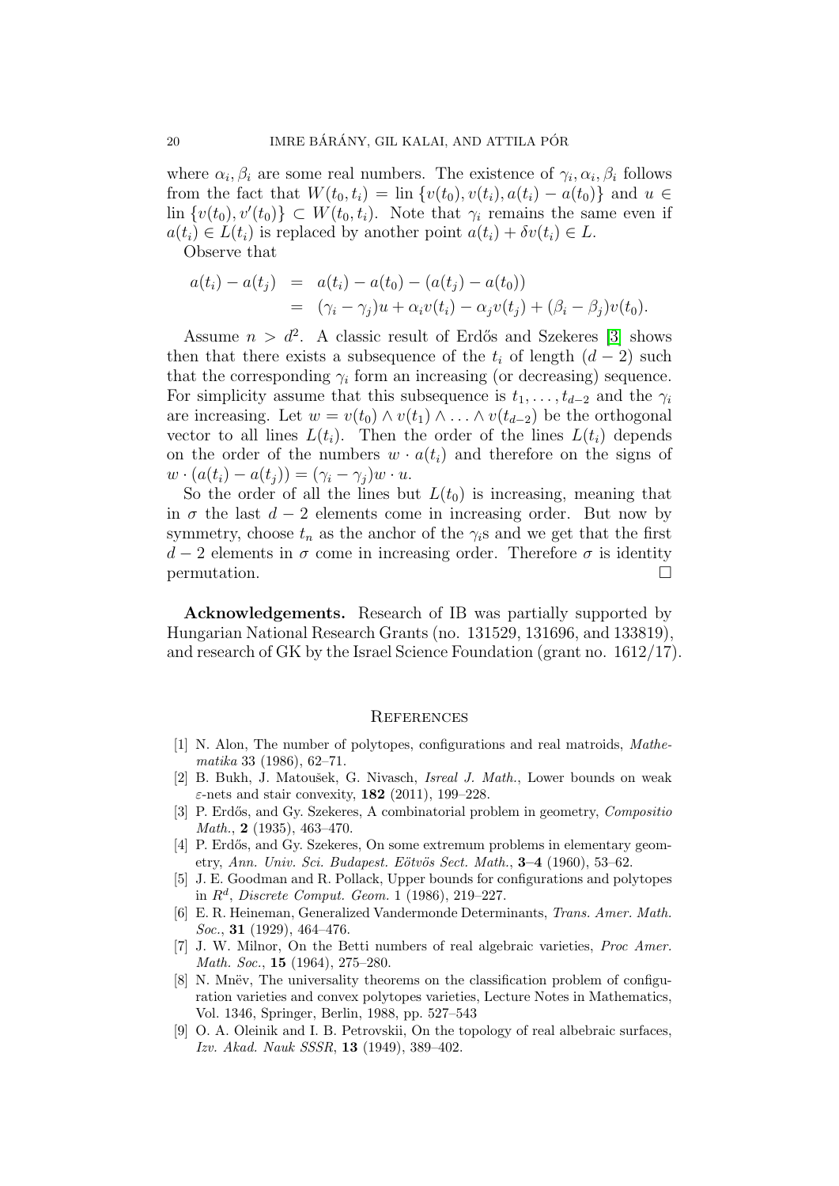where $\alpha_i, \beta_i$ are some real numbers. The existence of $\gamma_i, \alpha_i, \beta_i$ follows from the fact that $W(t_0, t_i) = \text{lin}\,\{v(t_0), v(t_i), a(t_i) - a(t_0)\}$ and $u \in \text{lin}\,\{v(t_0), v'(t_0)\} \subset W(t_0, t_i)$. Note that $\gamma_i$ remains the same even if $a(t_i) \in L(t_i)$ is replaced by another point $a(t_i) + \delta v(t_i) \in L$.

Observe that

$$\begin{aligned} a(t_i) - a(t_j) &= a(t_i) - a(t_0) - (a(t_j) - a(t_0)) \\ &= (\gamma_i - \gamma_j)u + \alpha_i v(t_i) - \alpha_j v(t_j) + (\beta_i - \beta_j)v(t_0). \end{aligned}$$

Assume $n > d^2$. A classic result of Erdős and Szekeres [3] shows then that there exists a subsequence of the $t_i$ of length $(d-2)$ such that the corresponding $\gamma_i$ form an increasing (or decreasing) sequence. For simplicity assume that this subsequence is $t_1, \ldots, t_{d-2}$ and the $\gamma_i$ are increasing. Let $w = v(t_0) \wedge v(t_1) \wedge \ldots \wedge v(t_{d-2})$ be the orthogonal vector to all lines $L(t_i)$. Then the order of the lines $L(t_i)$ depends on the order of the numbers $w \cdot a(t_i)$ and therefore on the signs of $w \cdot (a(t_i) - a(t_j)) = (\gamma_i - \gamma_j) w \cdot u$.

So the order of all the lines but $L(t_0)$ is increasing, meaning that in $\sigma$ the last $d-2$ elements come in increasing order. But now by symmetry, choose $t_n$ as the anchor of the $\gamma_i$s and we get that the first $d-2$ elements in $\sigma$ come in increasing order. Therefore $\sigma$ is identity permutation. □

**Acknowledgements.** Research of IB was partially supported by Hungarian National Research Grants (no. 131529, 131696, and 133819), and research of GK by the Israel Science Foundation (grant no. 1612/17).

## References

[1] N. Alon, The number of polytopes, configurations and real matroids, *Mathematika* 33 (1986), 62–71.

[2] B. Bukh, J. Matoušek, G. Nivasch, *Isreal J. Math.*, Lower bounds on weak $\varepsilon$-nets and stair convexity, **182** (2011), 199–228.

[3] P. Erdős, and Gy. Szekeres, A combinatorial problem in geometry, *Compositio Math.*, **2** (1935), 463–470.

[4] P. Erdős, and Gy. Szekeres, On some extremum problems in elementary geometry, *Ann. Univ. Sci. Budapest. Eötvös Sect. Math.*, **3–4** (1960), 53–62.

[5] J. E. Goodman and R. Pollack, Upper bounds for configurations and polytopes in $R^d$, *Discrete Comput. Geom.* 1 (1986), 219–227.

[6] E. R. Heineman, Generalized Vandermonde Determinants, *Trans. Amer. Math. Soc.*, **31** (1929), 464–476.

[7] J. W. Milnor, On the Betti numbers of real algebraic varieties, *Proc Amer. Math. Soc.*, **15** (1964), 275–280.

[8] N. Mnëv, The universality theorems on the classification problem of configuration varieties and convex polytopes varieties, Lecture Notes in Mathematics, Vol. 1346, Springer, Berlin, 1988, pp. 527–543

[9] O. A. Oleinik and I. B. Petrovskii, On the topology of real albebraic surfaces, *Izv. Akad. Nauk SSSR*, **13** (1949), 389–402.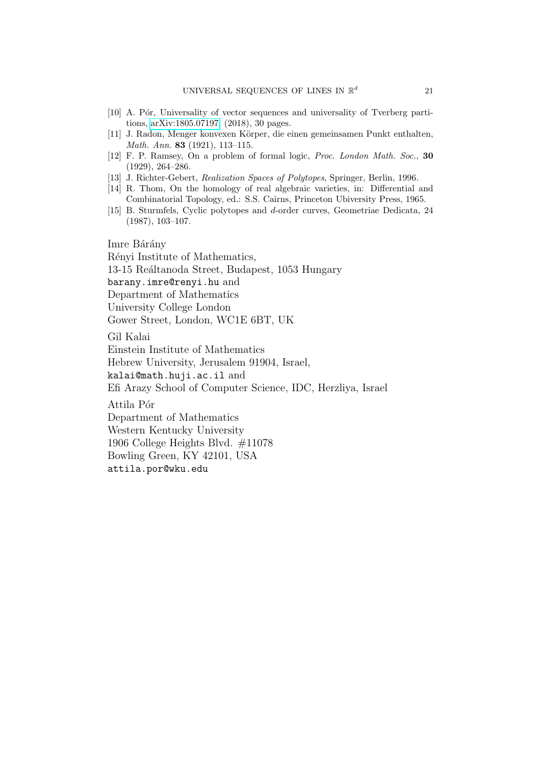[10] A. Pór, Universality of vector sequences and universality of Tverberg partitions, arXiv:1805.07197, (2018), 30 pages.

[11] J. Radon, Menger konvexen Körper, die einen gemeinsamen Punkt enthalten, *Math. Ann.* **83** (1921), 113–115.

[12] F. P. Ramsey, On a problem of formal logic, *Proc. London Math. Soc.*, **30** (1929), 264–286.

[13] J. Richter-Gebert, *Realization Spaces of Polytopes*, Springer, Berlin, 1996.

[14] R. Thom, On the homology of real algebraic varieties, in: Differential and Combinatorial Topology, ed.: S.S. Cairns, Princeton Ubiversity Press, 1965.

[15] B. Sturmfels, Cyclic polytopes and $d$-order curves, Geometriae Dedicata, 24 (1987), 103–107.

Imre Bárány
Rényi Institute of Mathematics,
13-15 Reáltanoda Street, Budapest, 1053 Hungary
barany.imre@renyi.hu and
Department of Mathematics
University College London
Gower Street, London, WC1E 6BT, UK

Gil Kalai
Einstein Institute of Mathematics
Hebrew University, Jerusalem 91904, Israel,
kalai@math.huji.ac.il and
Efi Arazy School of Computer Science, IDC, Herzliya, Israel

Attila Pór
Department of Mathematics
Western Kentucky University
1906 College Heights Blvd. #11078
Bowling Green, KY 42101, USA
attila.por@wku.edu